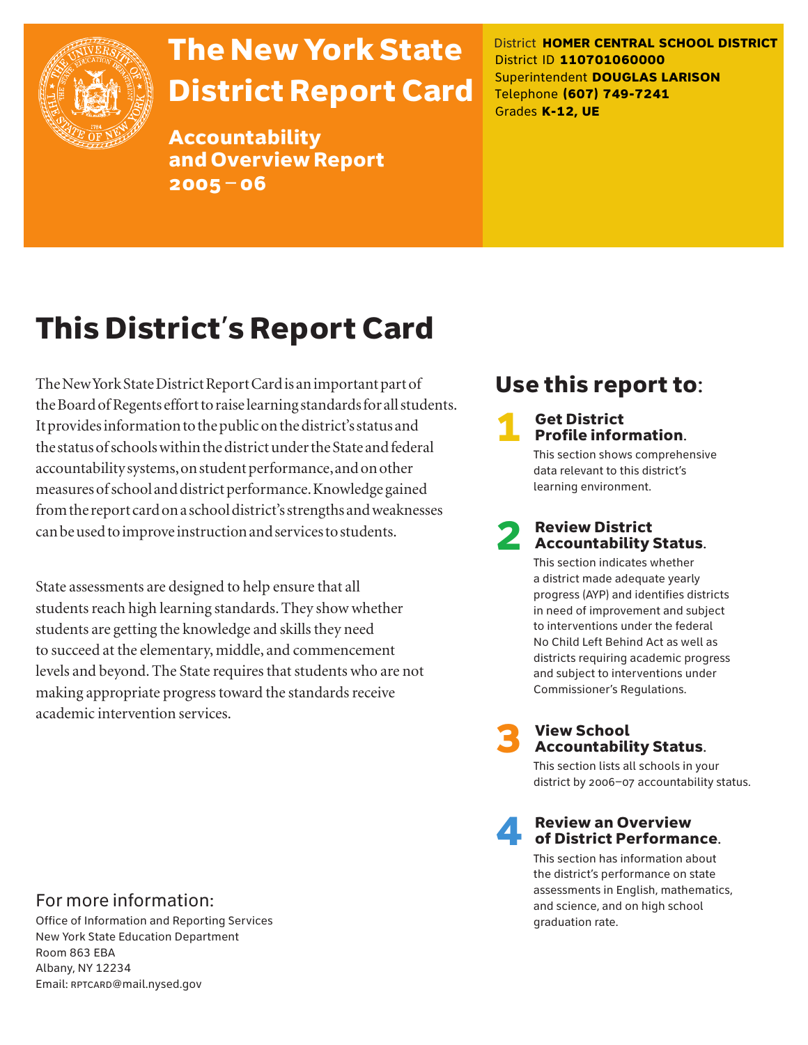# The New York State District Report Card

**Accountability and Overview Report 2005–06**

District **HOMER CENTRAL SCHOOL DISTRICT**
District ID **110701060000**
Superintendent **DOUGLAS LARISON**
Telephone **(607) 749-7241**
Grades **K-12, UE**

## This District's Report Card

The New York State District Report Card is an important part of the Board of Regents effort to raise learning standards for all students. It provides information to the public on the district's status and the status of schools within the district under the State and federal accountability systems, on student performance, and on other measures of school and district performance. Knowledge gained from the report card on a school district's strengths and weaknesses can be used to improve instruction and services to students.

State assessments are designed to help ensure that all students reach high learning standards. They show whether students are getting the knowledge and skills they need to succeed at the elementary, middle, and commencement levels and beyond. The State requires that students who are not making appropriate progress toward the standards receive academic intervention services.

## Use this report to:

**1 Get District Profile information.**
This section shows comprehensive data relevant to this district's learning environment.

**2 Review District Accountability Status.**
This section indicates whether a district made adequate yearly progress (AYP) and identifies districts in need of improvement and subject to interventions under the federal No Child Left Behind Act as well as districts requiring academic progress and subject to interventions under Commissioner's Regulations.

**3 View School Accountability Status.**
This section lists all schools in your district by 2006–07 accountability status.

**4 Review an Overview of District Performance.**
This section has information about the district's performance on state assessments in English, mathematics, and science, and on high school graduation rate.

For more information:

Office of Information and Reporting Services
New York State Education Department
Room 863 EBA
Albany, NY 12234
Email: RPTCARD@mail.nysed.gov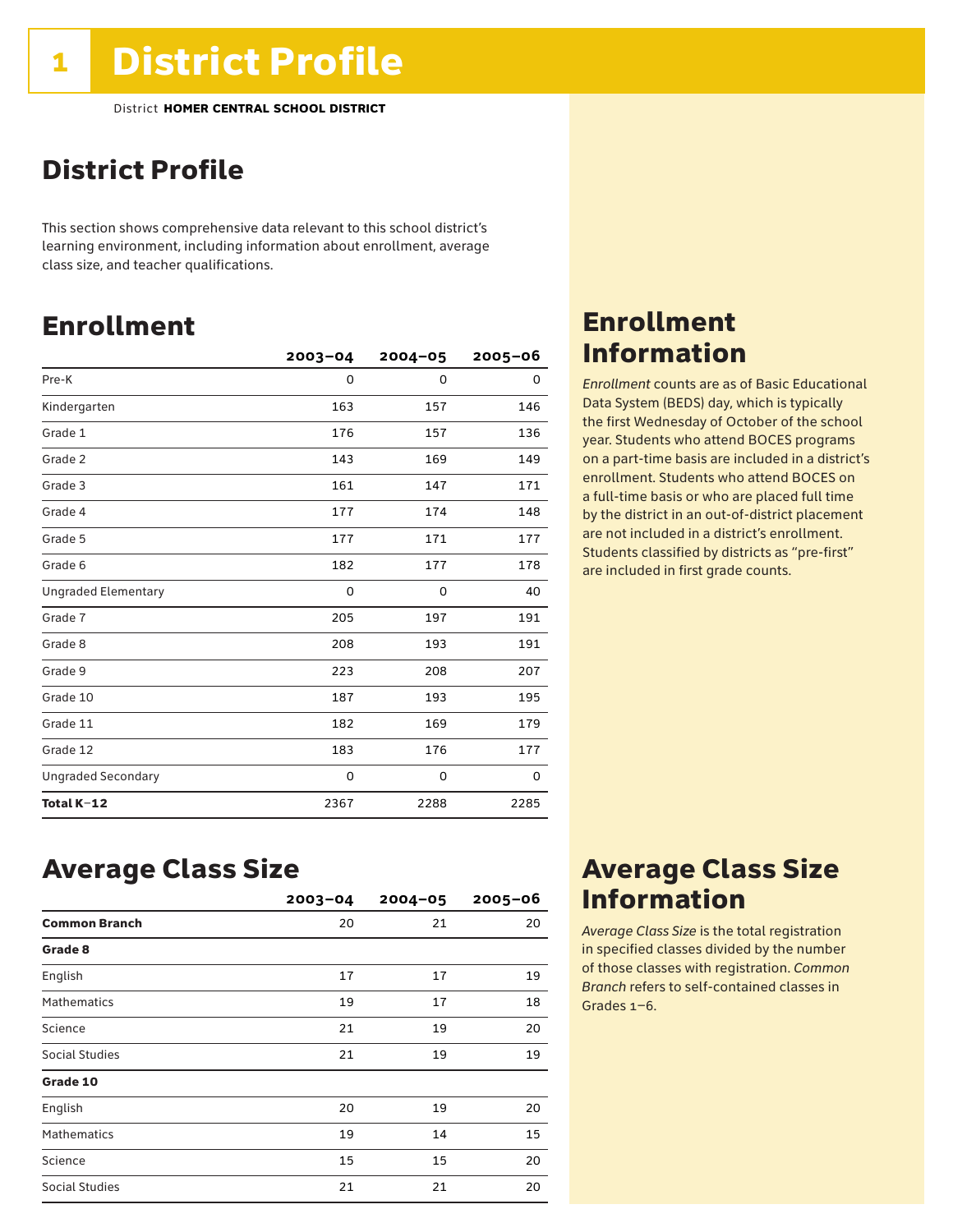# 1 District Profile

District **HOMER CENTRAL SCHOOL DISTRICT**

## District Profile

This section shows comprehensive data relevant to this school district's learning environment, including information about enrollment, average class size, and teacher qualifications.

## Enrollment

| | 2003–04 | 2004–05 | 2005–06 |
|---|---|---|---|
| Pre-K | 0 | 0 | 0 |
| Kindergarten | 163 | 157 | 146 |
| Grade 1 | 176 | 157 | 136 |
| Grade 2 | 143 | 169 | 149 |
| Grade 3 | 161 | 147 | 171 |
| Grade 4 | 177 | 174 | 148 |
| Grade 5 | 177 | 171 | 177 |
| Grade 6 | 182 | 177 | 178 |
| Ungraded Elementary | 0 | 0 | 40 |
| Grade 7 | 205 | 197 | 191 |
| Grade 8 | 208 | 193 | 191 |
| Grade 9 | 223 | 208 | 207 |
| Grade 10 | 187 | 193 | 195 |
| Grade 11 | 182 | 169 | 179 |
| Grade 12 | 183 | 176 | 177 |
| Ungraded Secondary | 0 | 0 | 0 |
| **Total K–12** | 2367 | 2288 | 2285 |

## Enrollment Information

*Enrollment* counts are as of Basic Educational Data System (BEDS) day, which is typically the first Wednesday of October of the school year. Students who attend BOCES programs on a part-time basis are included in a district's enrollment. Students who attend BOCES on a full-time basis or who are placed full time by the district in an out-of-district placement are not included in a district's enrollment. Students classified by districts as "pre-first" are included in first grade counts.

## Average Class Size

| | 2003–04 | 2004–05 | 2005–06 |
|---|---|---|---|
| **Common Branch** | 20 | 21 | 20 |
| **Grade 8** | | | |
| English | 17 | 17 | 19 |
| Mathematics | 19 | 17 | 18 |
| Science | 21 | 19 | 20 |
| Social Studies | 21 | 19 | 19 |
| **Grade 10** | | | |
| English | 20 | 19 | 20 |
| Mathematics | 19 | 14 | 15 |
| Science | 15 | 15 | 20 |
| Social Studies | 21 | 21 | 20 |

## Average Class Size Information

*Average Class Size* is the total registration in specified classes divided by the number of those classes with registration. *Common Branch* refers to self-contained classes in Grades 1–6.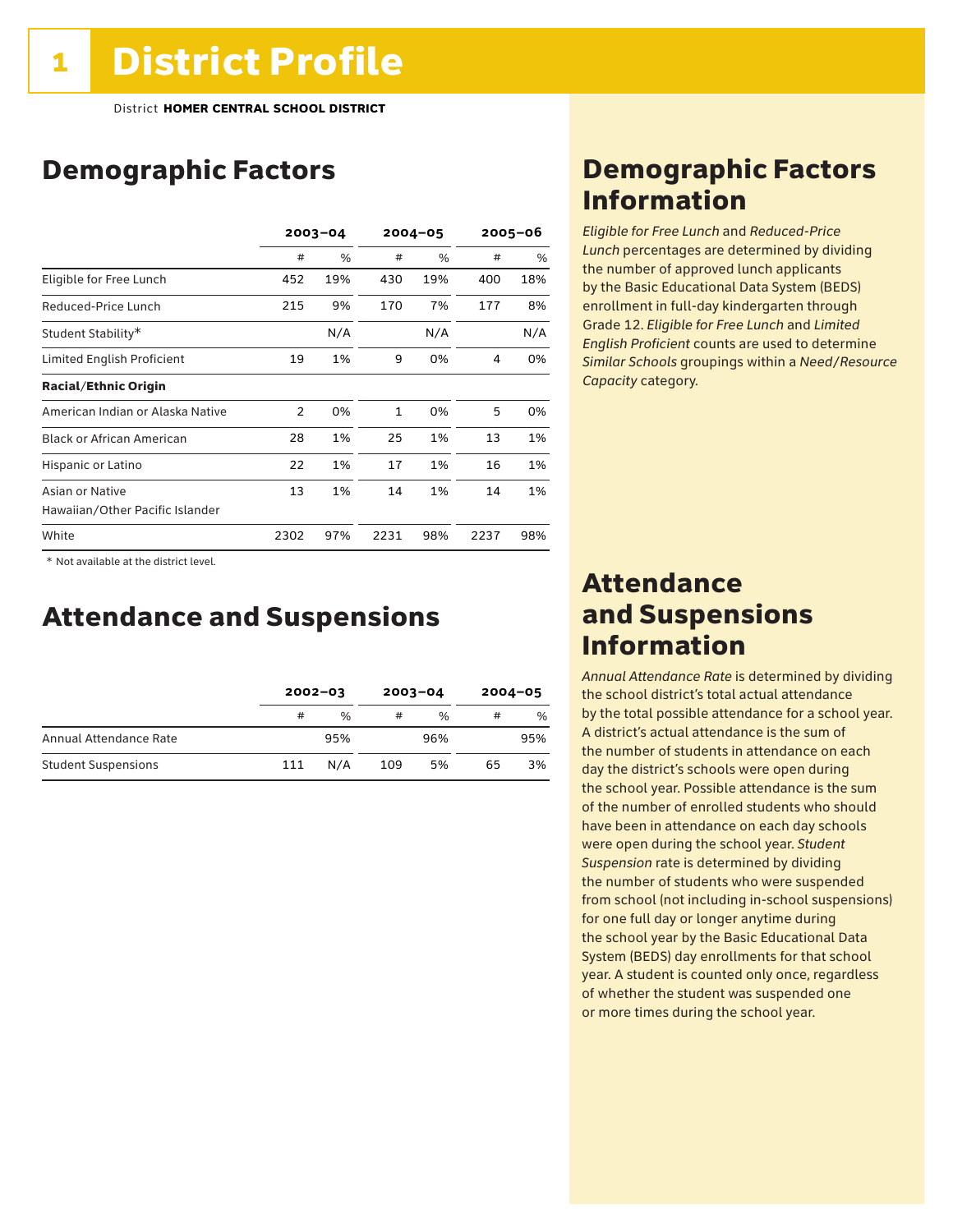# 1 District Profile

District **HOMER CENTRAL SCHOOL DISTRICT**

## Demographic Factors

| | 2003–04 | | 2004–05 | | 2005–06 | |
|---|---|---|---|---|---|---|
| | # | % | # | % | # | % |
| Eligible for Free Lunch | 452 | 19% | 430 | 19% | 400 | 18% |
| Reduced-Price Lunch | 215 | 9% | 170 | 7% | 177 | 8% |
| Student Stability* | | N/A | | N/A | | N/A |
| Limited English Proficient | 19 | 1% | 9 | 0% | 4 | 0% |
| **Racial/Ethnic Origin** | | | | | | |
| American Indian or Alaska Native | 2 | 0% | 1 | 0% | 5 | 0% |
| Black or African American | 28 | 1% | 25 | 1% | 13 | 1% |
| Hispanic or Latino | 22 | 1% | 17 | 1% | 16 | 1% |
| Asian or Native Hawaiian/Other Pacific Islander | 13 | 1% | 14 | 1% | 14 | 1% |
| White | 2302 | 97% | 2231 | 98% | 2237 | 98% |

\* Not available at the district level.

## Attendance and Suspensions

| | 2002–03 | | 2003–04 | | 2004–05 | |
|---|---|---|---|---|---|---|
| | # | % | # | % | # | % |
| Annual Attendance Rate | | 95% | | 96% | | 95% |
| Student Suspensions | 111 | N/A | 109 | 5% | 65 | 3% |

## Demographic Factors Information

*Eligible for Free Lunch* and *Reduced-Price Lunch* percentages are determined by dividing the number of approved lunch applicants by the Basic Educational Data System (BEDS) enrollment in full-day kindergarten through Grade 12. *Eligible for Free Lunch* and *Limited English Proficient* counts are used to determine *Similar Schools* groupings within a *Need/Resource Capacity* category.

## Attendance and Suspensions Information

*Annual Attendance Rate* is determined by dividing the school district's total actual attendance by the total possible attendance for a school year. A district's actual attendance is the sum of the number of students in attendance on each day the district's schools were open during the school year. Possible attendance is the sum of the number of enrolled students who should have been in attendance on each day schools were open during the school year. *Student Suspension* rate is determined by dividing the number of students who were suspended from school (not including in-school suspensions) for one full day or longer anytime during the school year by the Basic Educational Data System (BEDS) day enrollments for that school year. A student is counted only once, regardless of whether the student was suspended one or more times during the school year.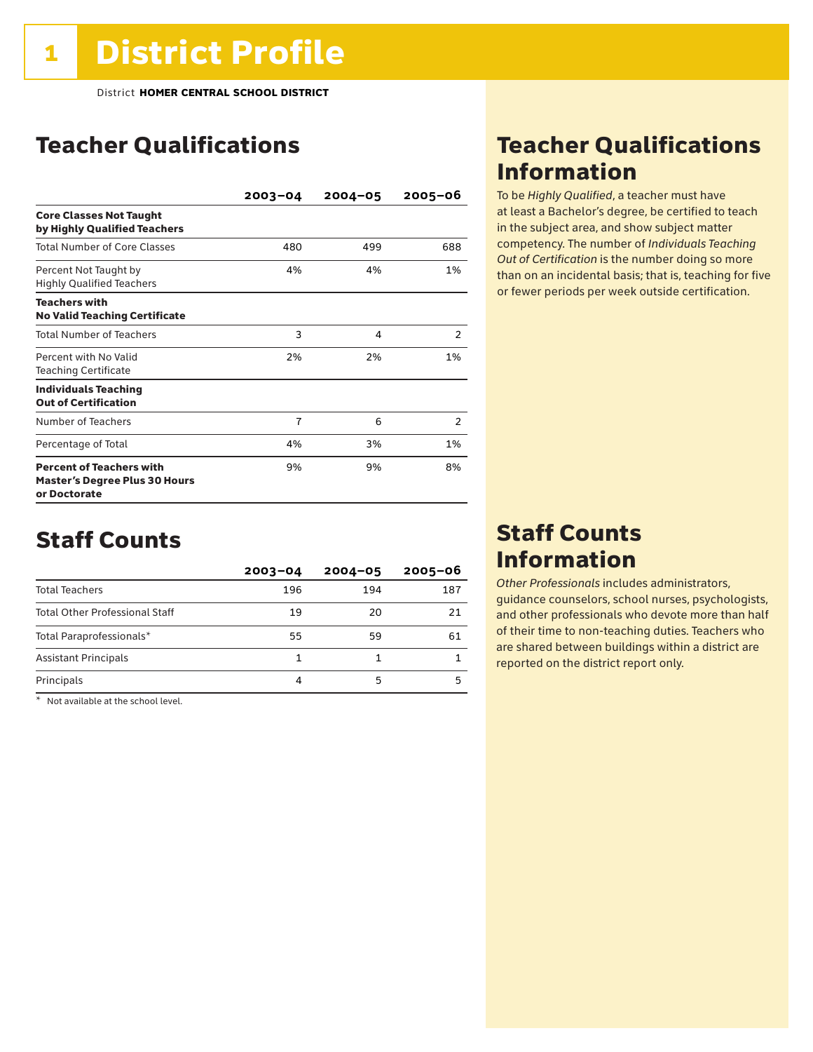# 1 District Profile

District **HOMER CENTRAL SCHOOL DISTRICT**

## Teacher Qualifications

| | 2003–04 | 2004–05 | 2005–06 |
|---|---|---|---|
| **Core Classes Not Taught by Highly Qualified Teachers** | | | |
| Total Number of Core Classes | 480 | 499 | 688 |
| Percent Not Taught by Highly Qualified Teachers | 4% | 4% | 1% |
| **Teachers with No Valid Teaching Certificate** | | | |
| Total Number of Teachers | 3 | 4 | 2 |
| Percent with No Valid Teaching Certificate | 2% | 2% | 1% |
| **Individuals Teaching Out of Certification** | | | |
| Number of Teachers | 7 | 6 | 2 |
| Percentage of Total | 4% | 3% | 1% |
| **Percent of Teachers with Master's Degree Plus 30 Hours or Doctorate** | 9% | 9% | 8% |

## Teacher Qualifications Information

To be *Highly Qualified*, a teacher must have at least a Bachelor's degree, be certified to teach in the subject area, and show subject matter competency. The number of *Individuals Teaching Out of Certification* is the number doing so more than on an incidental basis; that is, teaching for five or fewer periods per week outside certification.

## Staff Counts

| | 2003–04 | 2004–05 | 2005–06 |
|---|---|---|---|
| Total Teachers | 196 | 194 | 187 |
| Total Other Professional Staff | 19 | 20 | 21 |
| Total Paraprofessionals* | 55 | 59 | 61 |
| Assistant Principals | 1 | 1 | 1 |
| Principals | 4 | 5 | 5 |

\* Not available at the school level.

## Staff Counts Information

*Other Professionals* includes administrators, guidance counselors, school nurses, psychologists, and other professionals who devote more than half of their time to non-teaching duties. Teachers who are shared between buildings within a district are reported on the district report only.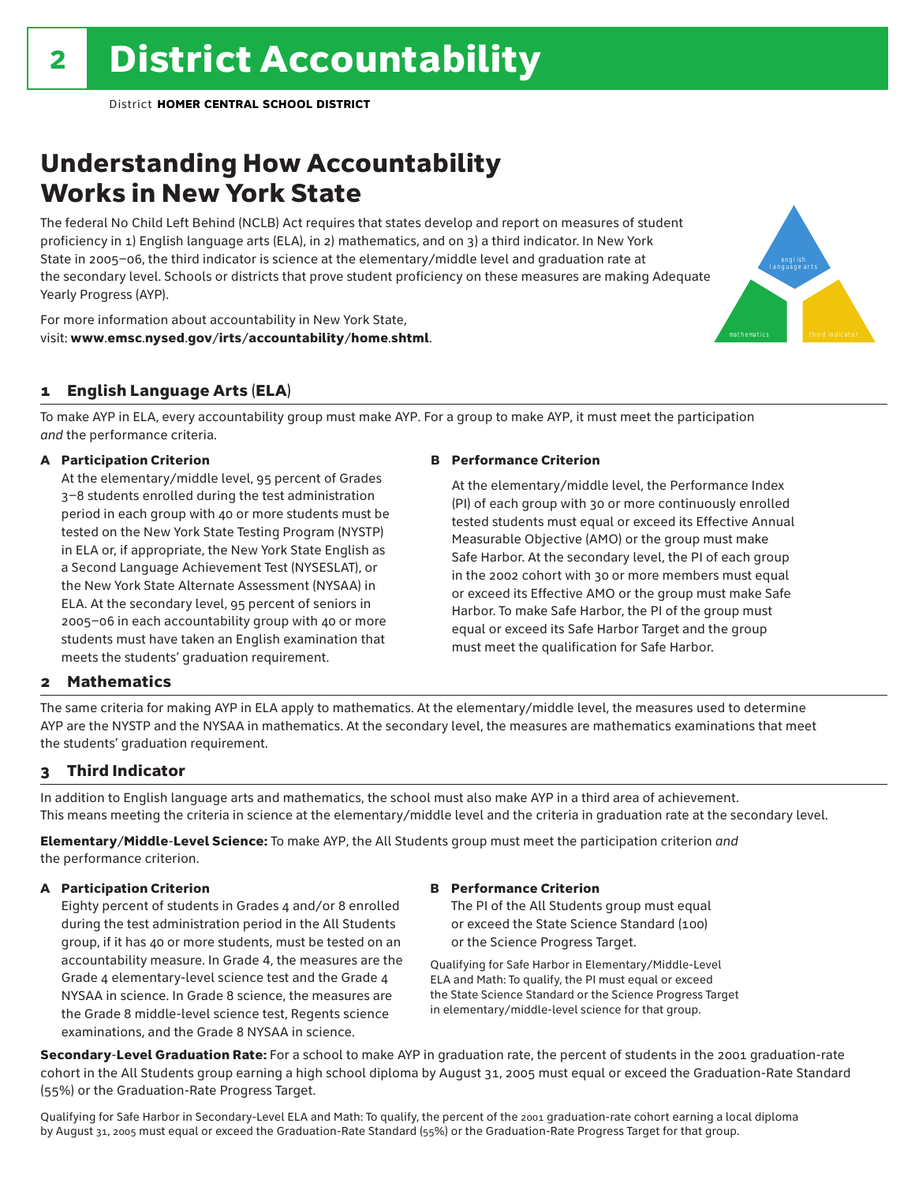# 2 District Accountability

District **HOMER CENTRAL SCHOOL DISTRICT**

## Understanding How Accountability Works in New York State

The federal No Child Left Behind (NCLB) Act requires that states develop and report on measures of student proficiency in 1) English language arts (ELA), in 2) mathematics, and on 3) a third indicator. In New York State in 2005–06, the third indicator is science at the elementary/middle level and graduation rate at the secondary level. Schools or districts that prove student proficiency on these measures are making Adequate Yearly Progress (AYP).

For more information about accountability in New York State, visit: **www.emsc.nysed.gov/irts/accountability/home.shtml**.

english language arts

mathematics

third indicator

### 1 English Language Arts (ELA)

To make AYP in ELA, every accountability group must make AYP. For a group to make AYP, it must meet the participation *and* the performance criteria.

**A Participation Criterion**

At the elementary/middle level, 95 percent of Grades 3–8 students enrolled during the test administration period in each group with 40 or more students must be tested on the New York State Testing Program (NYSTP) in ELA or, if appropriate, the New York State English as a Second Language Achievement Test (NYSESLAT), or the New York State Alternate Assessment (NYSAA) in ELA. At the secondary level, 95 percent of seniors in 2005–06 in each accountability group with 40 or more students must have taken an English examination that meets the students' graduation requirement.

**B Performance Criterion**

At the elementary/middle level, the Performance Index (PI) of each group with 30 or more continuously enrolled tested students must equal or exceed its Effective Annual Measurable Objective (AMO) or the group must make Safe Harbor. At the secondary level, the PI of each group in the 2002 cohort with 30 or more members must equal or exceed its Effective AMO or the group must make Safe Harbor. To make Safe Harbor, the PI of the group must equal or exceed its Safe Harbor Target and the group must meet the qualification for Safe Harbor.

### 2 Mathematics

The same criteria for making AYP in ELA apply to mathematics. At the elementary/middle level, the measures used to determine AYP are the NYSTP and the NYSAA in mathematics. At the secondary level, the measures are mathematics examinations that meet the students' graduation requirement.

### 3 Third Indicator

In addition to English language arts and mathematics, the school must also make AYP in a third area of achievement. This means meeting the criteria in science at the elementary/middle level and the criteria in graduation rate at the secondary level.

**Elementary/Middle-Level Science:** To make AYP, the All Students group must meet the participation criterion *and* the performance criterion.

**A Participation Criterion**

Eighty percent of students in Grades 4 and/or 8 enrolled during the test administration period in the All Students group, if it has 40 or more students, must be tested on an accountability measure. In Grade 4, the measures are the Grade 4 elementary-level science test and the Grade 4 NYSAA in science. In Grade 8 science, the measures are the Grade 8 middle-level science test, Regents science examinations, and the Grade 8 NYSAA in science.

**B Performance Criterion**

The PI of the All Students group must equal or exceed the State Science Standard (100) or the Science Progress Target.

Qualifying for Safe Harbor in Elementary/Middle-Level ELA and Math: To qualify, the PI must equal or exceed the State Science Standard or the Science Progress Target in elementary/middle-level science for that group.

**Secondary-Level Graduation Rate:** For a school to make AYP in graduation rate, the percent of students in the 2001 graduation-rate cohort in the All Students group earning a high school diploma by August 31, 2005 must equal or exceed the Graduation-Rate Standard (55%) or the Graduation-Rate Progress Target.

Qualifying for Safe Harbor in Secondary-Level ELA and Math: To qualify, the percent of the 2001 graduation-rate cohort earning a local diploma by August 31, 2005 must equal or exceed the Graduation-Rate Standard (55%) or the Graduation-Rate Progress Target for that group.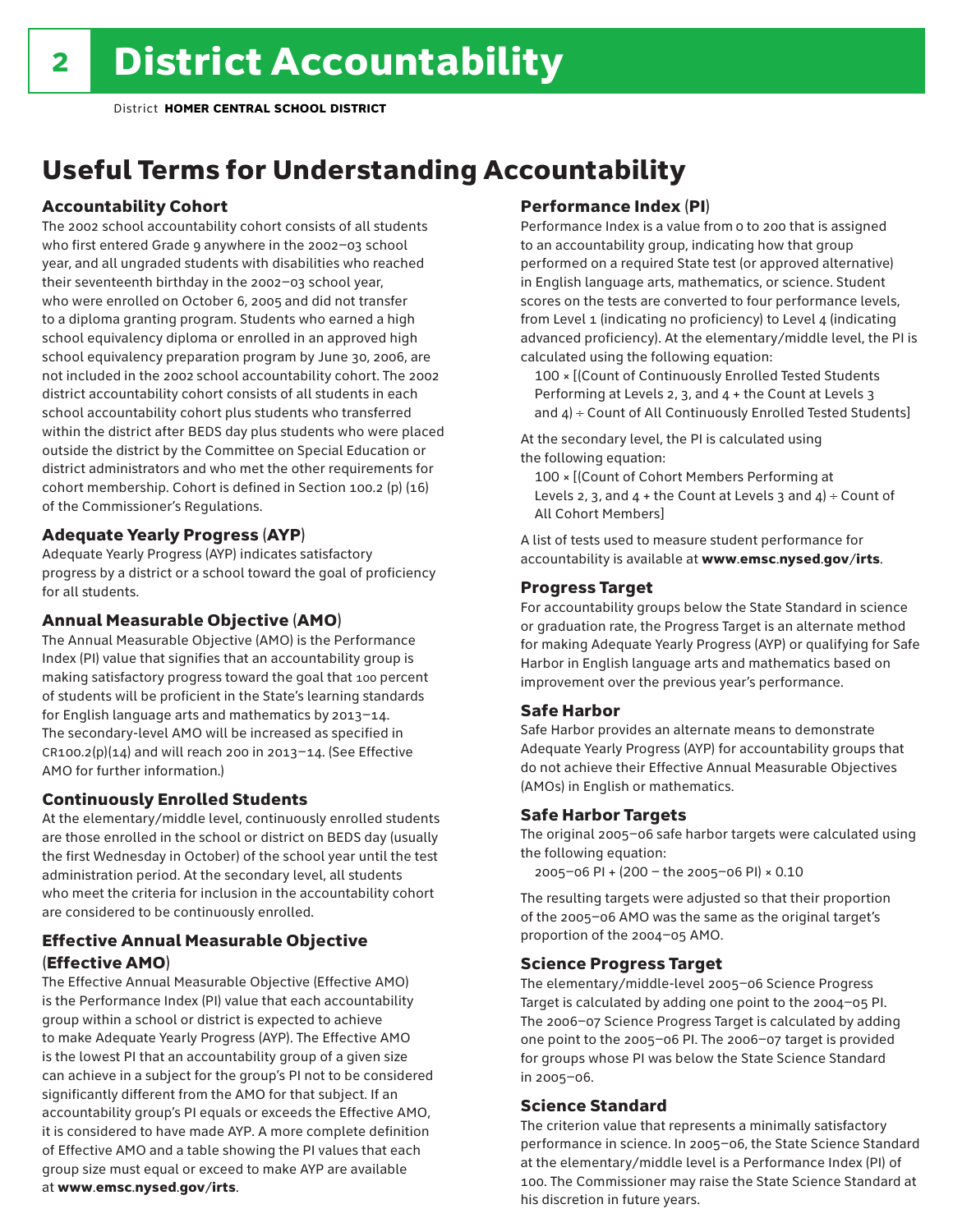# District Accountability

District **HOMER CENTRAL SCHOOL DISTRICT**

## Useful Terms for Understanding Accountability

### Accountability Cohort

The 2002 school accountability cohort consists of all students who first entered Grade 9 anywhere in the 2002–03 school year, and all ungraded students with disabilities who reached their seventeenth birthday in the 2002–03 school year, who were enrolled on October 6, 2005 and did not transfer to a diploma granting program. Students who earned a high school equivalency diploma or enrolled in an approved high school equivalency preparation program by June 30, 2006, are not included in the 2002 school accountability cohort. The 2002 district accountability cohort consists of all students in each school accountability cohort plus students who transferred within the district after BEDS day plus students who were placed outside the district by the Committee on Special Education or district administrators and who met the other requirements for cohort membership. Cohort is defined in Section 100.2 (p) (16) of the Commissioner's Regulations.

### Adequate Yearly Progress (AYP)

Adequate Yearly Progress (AYP) indicates satisfactory progress by a district or a school toward the goal of proficiency for all students.

### Annual Measurable Objective (AMO)

The Annual Measurable Objective (AMO) is the Performance Index (PI) value that signifies that an accountability group is making satisfactory progress toward the goal that 100 percent of students will be proficient in the State's learning standards for English language arts and mathematics by 2013–14. The secondary-level AMO will be increased as specified in CR100.2(p)(14) and will reach 200 in 2013–14. (See Effective AMO for further information.)

### Continuously Enrolled Students

At the elementary/middle level, continuously enrolled students are those enrolled in the school or district on BEDS day (usually the first Wednesday in October) of the school year until the test administration period. At the secondary level, all students who meet the criteria for inclusion in the accountability cohort are considered to be continuously enrolled.

### Effective Annual Measurable Objective (Effective AMO)

The Effective Annual Measurable Objective (Effective AMO) is the Performance Index (PI) value that each accountability group within a school or district is expected to achieve to make Adequate Yearly Progress (AYP). The Effective AMO is the lowest PI that an accountability group of a given size can achieve in a subject for the group's PI not to be considered significantly different from the AMO for that subject. If an accountability group's PI equals or exceeds the Effective AMO, it is considered to have made AYP. A more complete definition of Effective AMO and a table showing the PI values that each group size must equal or exceed to make AYP are available at **www.emsc.nysed.gov/irts**.

### Performance Index (PI)

Performance Index is a value from 0 to 200 that is assigned to an accountability group, indicating how that group performed on a required State test (or approved alternative) in English language arts, mathematics, or science. Student scores on the tests are converted to four performance levels, from Level 1 (indicating no proficiency) to Level 4 (indicating advanced proficiency). At the elementary/middle level, the PI is calculated using the following equation:

100 × [(Count of Continuously Enrolled Tested Students Performing at Levels 2, 3, and 4 + the Count at Levels 3 and 4) ÷ Count of All Continuously Enrolled Tested Students]

At the secondary level, the PI is calculated using the following equation:

100 × [(Count of Cohort Members Performing at Levels 2, 3, and 4 + the Count at Levels 3 and 4) ÷ Count of All Cohort Members]

A list of tests used to measure student performance for accountability is available at **www.emsc.nysed.gov/irts**.

### Progress Target

For accountability groups below the State Standard in science or graduation rate, the Progress Target is an alternate method for making Adequate Yearly Progress (AYP) or qualifying for Safe Harbor in English language arts and mathematics based on improvement over the previous year's performance.

### Safe Harbor

Safe Harbor provides an alternate means to demonstrate Adequate Yearly Progress (AYP) for accountability groups that do not achieve their Effective Annual Measurable Objectives (AMOs) in English or mathematics.

### Safe Harbor Targets

The original 2005–06 safe harbor targets were calculated using the following equation:

2005–06 PI + (200 – the 2005–06 PI) × 0.10

The resulting targets were adjusted so that their proportion of the 2005–06 AMO was the same as the original target's proportion of the 2004–05 AMO.

### Science Progress Target

The elementary/middle-level 2005–06 Science Progress Target is calculated by adding one point to the 2004–05 PI. The 2006–07 Science Progress Target is calculated by adding one point to the 2005–06 PI. The 2006–07 target is provided for groups whose PI was below the State Science Standard in 2005–06.

### Science Standard

The criterion value that represents a minimally satisfactory performance in science. In 2005–06, the State Science Standard at the elementary/middle level is a Performance Index (PI) of 100. The Commissioner may raise the State Science Standard at his discretion in future years.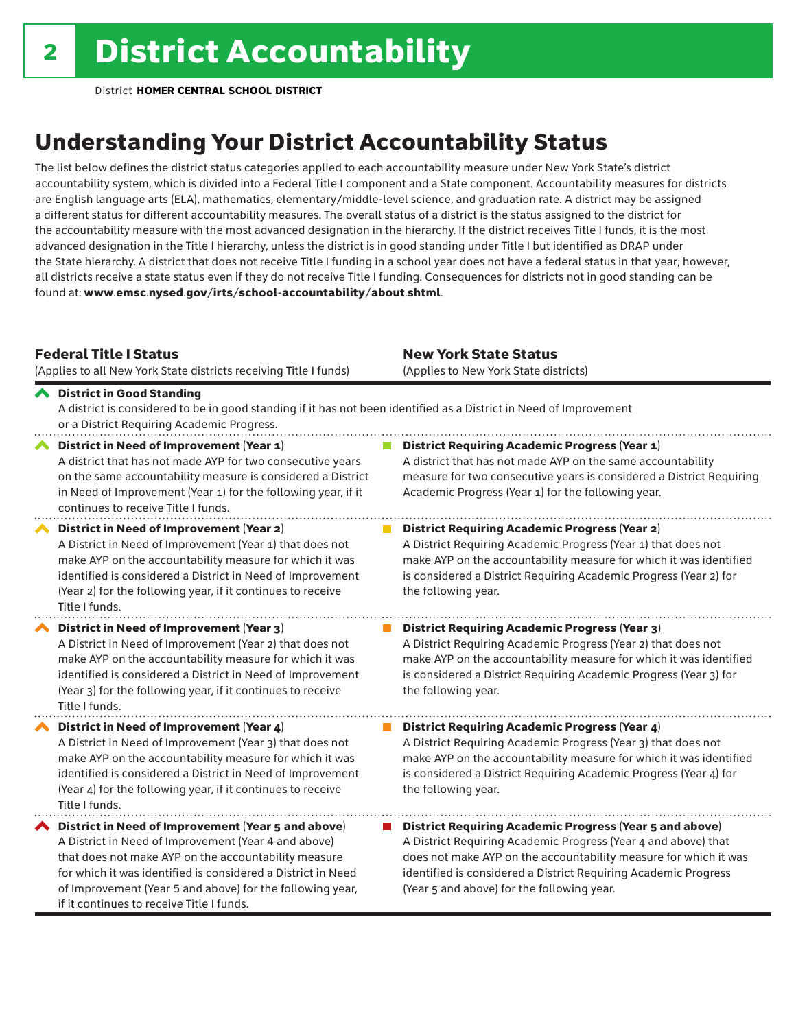# District Accountability

District **HOMER CENTRAL SCHOOL DISTRICT**

## Understanding Your District Accountability Status

The list below defines the district status categories applied to each accountability measure under New York State's district accountability system, which is divided into a Federal Title I component and a State component. Accountability measures for districts are English language arts (ELA), mathematics, elementary/middle-level science, and graduation rate. A district may be assigned a different status for different accountability measures. The overall status of a district is the status assigned to the district for the accountability measure with the most advanced designation in the hierarchy. If the district receives Title I funds, it is the most advanced designation in the Title I hierarchy, unless the district is in good standing under Title I but identified as DRAP under the State hierarchy. A district that does not receive Title I funding in a school year does not have a federal status in that year; however, all districts receive a state status even if they do not receive Title I funding. Consequences for districts not in good standing can be found at: **www.emsc.nysed.gov/irts/school-accountability/about.shtml**.

| **Federal Title I Status** (Applies to all New York State districts receiving Title I funds) | **New York State Status** (Applies to New York State districts) |
|---|---|
| **District in Good Standing** A district is considered to be in good standing if it has not been identified as a District in Need of Improvement or a District Requiring Academic Progress. | |
| **District in Need of Improvement (Year 1)** A district that has not made AYP for two consecutive years on the same accountability measure is considered a District in Need of Improvement (Year 1) for the following year, if it continues to receive Title I funds. | **District Requiring Academic Progress (Year 1)** A district that has not made AYP on the same accountability measure for two consecutive years is considered a District Requiring Academic Progress (Year 1) for the following year. |
| **District in Need of Improvement (Year 2)** A District in Need of Improvement (Year 1) that does not make AYP on the accountability measure for which it was identified is considered a District in Need of Improvement (Year 2) for the following year, if it continues to receive Title I funds. | **District Requiring Academic Progress (Year 2)** A District Requiring Academic Progress (Year 1) that does not make AYP on the accountability measure for which it was identified is considered a District Requiring Academic Progress (Year 2) for the following year. |
| **District in Need of Improvement (Year 3)** A District in Need of Improvement (Year 2) that does not make AYP on the accountability measure for which it was identified is considered a District in Need of Improvement (Year 3) for the following year, if it continues to receive Title I funds. | **District Requiring Academic Progress (Year 3)** A District Requiring Academic Progress (Year 2) that does not make AYP on the accountability measure for which it was identified is considered a District Requiring Academic Progress (Year 3) for the following year. |
| **District in Need of Improvement (Year 4)** A District in Need of Improvement (Year 3) that does not make AYP on the accountability measure for which it was identified is considered a District in Need of Improvement (Year 4) for the following year, if it continues to receive Title I funds. | **District Requiring Academic Progress (Year 4)** A District Requiring Academic Progress (Year 3) that does not make AYP on the accountability measure for which it was identified is considered a District Requiring Academic Progress (Year 4) for the following year. |
| **District in Need of Improvement (Year 5 and above)** A District in Need of Improvement (Year 4 and above) that does not make AYP on the accountability measure for which it was identified is considered a District in Need of Improvement (Year 5 and above) for the following year, if it continues to receive Title I funds. | **District Requiring Academic Progress (Year 5 and above)** A District Requiring Academic Progress (Year 4 and above) that does not make AYP on the accountability measure for which it was identified is considered a District Requiring Academic Progress (Year 5 and above) for the following year. |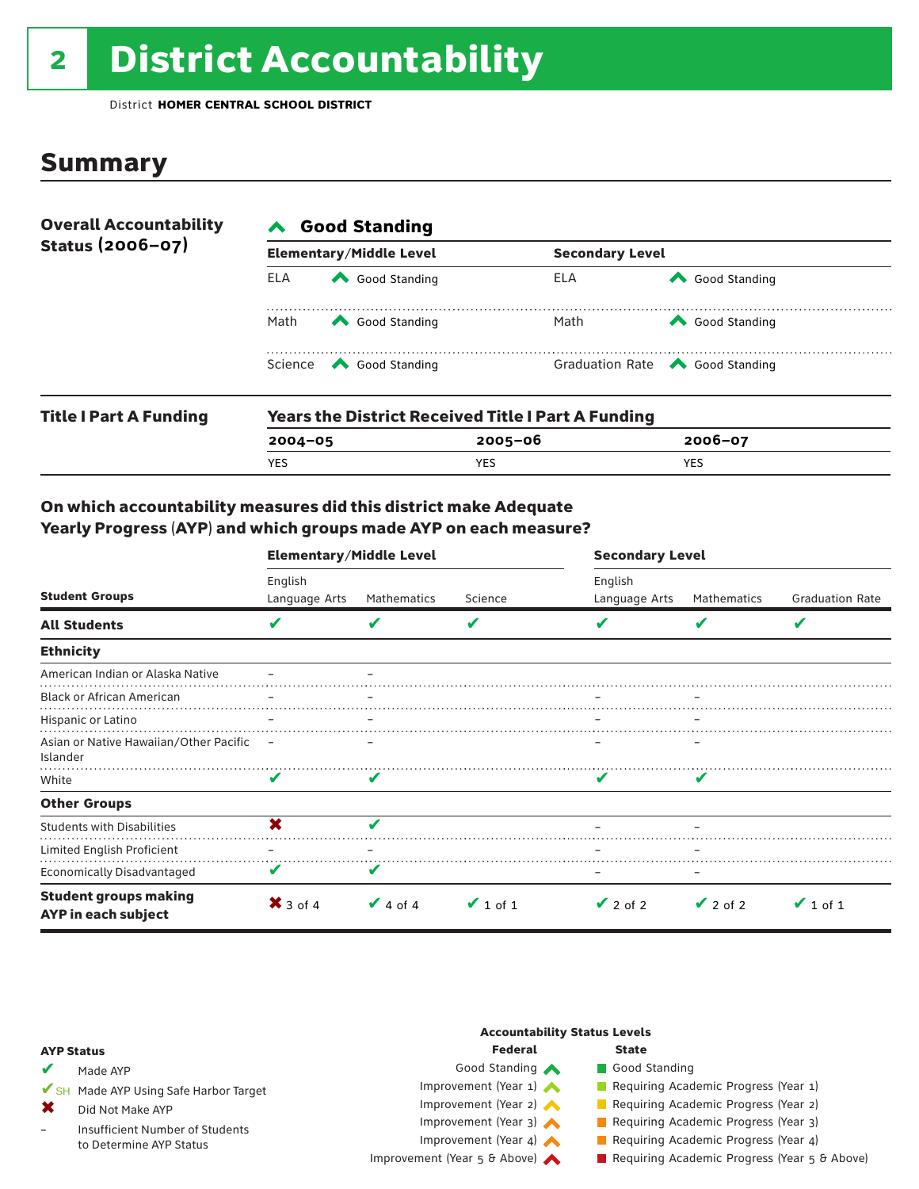# 2 District Accountability

District **HOMER CENTRAL SCHOOL DISTRICT**

## Summary

**Overall Accountability Status (2006–07)**

✔ **Good Standing**

| Elementary/Middle Level | | Secondary Level | |
|---|---|---|---|
| ELA | Good Standing | ELA | Good Standing |
| Math | Good Standing | Math | Good Standing |
| Science | Good Standing | Graduation Rate | Good Standing |

**Title I Part A Funding**

**Years the District Received Title I Part A Funding**

| 2004–05 | 2005–06 | 2006–07 |
|---|---|---|
| YES | YES | YES |

### On which accountability measures did this district make Adequate Yearly Progress (AYP) and which groups made AYP on each measure?

| Student Groups | Elementary/Middle Level: English Language Arts | Elementary/Middle Level: Mathematics | Elementary/Middle Level: Science | Secondary Level: English Language Arts | Secondary Level: Mathematics | Secondary Level: Graduation Rate |
|---|---|---|---|---|---|---|
| **All Students** | ✔ | ✔ | ✔ | ✔ | ✔ | ✔ |
| **Ethnicity** | | | | | | |
| American Indian or Alaska Native | – | – | | | | |
| Black or African American | – | – | | – | – | |
| Hispanic or Latino | – | – | | – | – | |
| Asian or Native Hawaiian/Other Pacific Islander | – | – | | – | – | |
| White | ✔ | ✔ | | ✔ | ✔ | |
| **Other Groups** | | | | | | |
| Students with Disabilities | ✖ | ✔ | | – | – | |
| Limited English Proficient | – | – | | – | – | |
| Economically Disadvantaged | ✔ | ✔ | | – | – | |
| **Student groups making AYP in each subject** | ✖ 3 of 4 | ✔ 4 of 4 | ✔ 1 of 1 | ✔ 2 of 2 | ✔ 2 of 2 | ✔ 1 of 1 |

**AYP Status**

- ✔ Made AYP
- ✔SH Made AYP Using Safe Harbor Target
- ✖ Did Not Make AYP
- – Insufficient Number of Students to Determine AYP Status

**Accountability Status Levels**

| Federal | State |
|---|---|
| Good Standing | Good Standing |
| Improvement (Year 1) | Requiring Academic Progress (Year 1) |
| Improvement (Year 2) | Requiring Academic Progress (Year 2) |
| Improvement (Year 3) | Requiring Academic Progress (Year 3) |
| Improvement (Year 4) | Requiring Academic Progress (Year 4) |
| Improvement (Year 5 & Above) | Requiring Academic Progress (Year 5 & Above) |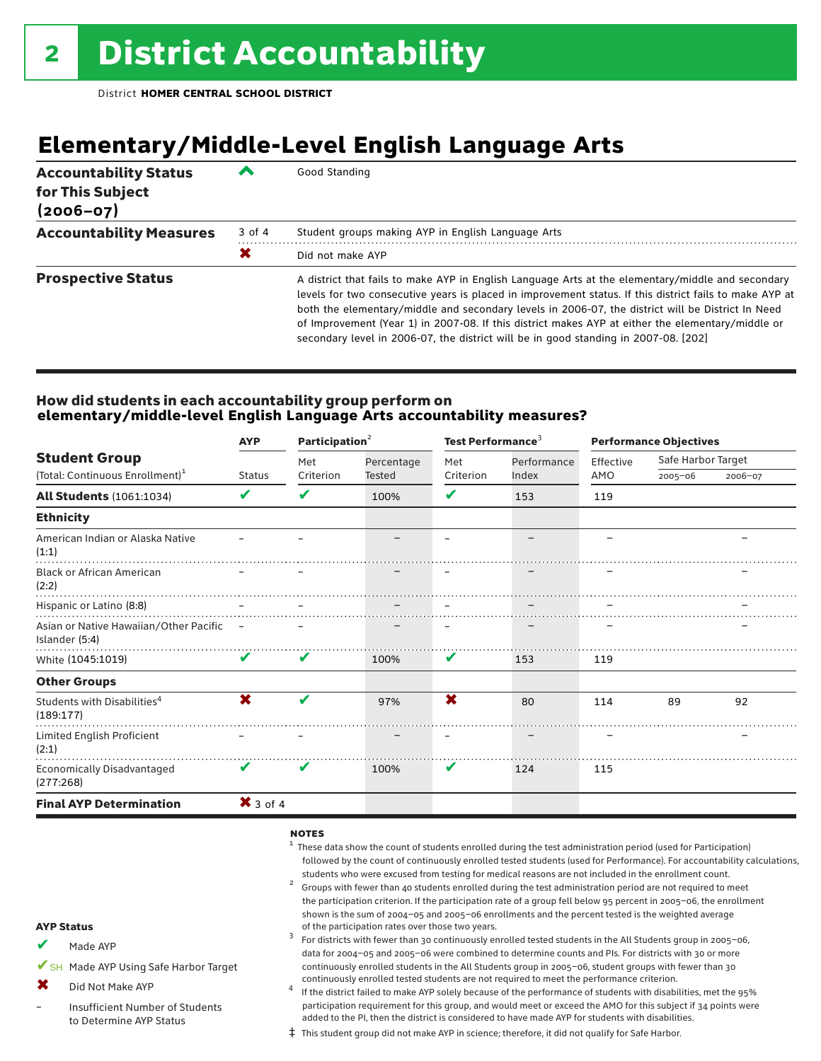# 2 District Accountability

District **HOMER CENTRAL SCHOOL DISTRICT**

## Elementary/Middle-Level English Language Arts

| | | |
|---|---|---|
| **Accountability Status for This Subject (2006–07)** | ✔ | Good Standing |
| **Accountability Measures** | 3 of 4 | Student groups making AYP in English Language Arts |
| | ✖ | Did not make AYP |
| **Prospective Status** | | A district that fails to make AYP in English Language Arts at the elementary/middle and secondary levels for two consecutive years is placed in improvement status. If this district fails to make AYP at both the elementary/middle and secondary levels in 2006-07, the district will be District In Need of Improvement (Year 1) in 2007-08. If this district makes AYP at either the elementary/middle or secondary level in 2006-07, the district will be in good standing in 2007-08. [202] |

### How did students in each accountability group perform on elementary/middle-level English Language Arts accountability measures?

| Student Group (Total: Continuous Enrollment)[1] | AYP Status | Participation[2] Met Criterion | Participation[2] Percentage Tested | Test Performance[3] Met Criterion | Test Performance[3] Performance Index | Performance Objectives Effective AMO | Safe Harbor Target 2005–06 | Safe Harbor Target 2006–07 |
|---|---|---|---|---|---|---|---|---|
| **All Students** (1061:1034) | ✔ | ✔ | 100% | ✔ | 153 | 119 | | |
| **Ethnicity** | | | | | | | | |
| American Indian or Alaska Native (1:1) | – | – | – | – | – | – | | – |
| Black or African American (2:2) | – | – | – | – | – | – | | – |
| Hispanic or Latino (8:8) | – | – | – | – | – | – | | – |
| Asian or Native Hawaiian/Other Pacific Islander (5:4) | – | – | – | – | – | – | | – |
| White (1045:1019) | ✔ | ✔ | 100% | ✔ | 153 | 119 | | |
| **Other Groups** | | | | | | | | |
| Students with Disabilities[4] (189:177) | ✖ | ✔ | 97% | ✖ | 80 | 114 | 89 | 92 |
| Limited English Proficient (2:1) | – | – | – | – | – | – | | – |
| Economically Disadvantaged (277:268) | ✔ | ✔ | 100% | ✔ | 124 | 115 | | |
| **Final AYP Determination** | ✖ 3 of 4 | | | | | | | |

**AYP Status**

- ✔ Made AYP
- ✔SH Made AYP Using Safe Harbor Target
- ✖ Did Not Make AYP
- – Insufficient Number of Students to Determine AYP Status

**NOTES**

1 These data show the count of students enrolled during the test administration period (used for Participation) followed by the count of continuously enrolled tested students (used for Performance). For accountability calculations, students who were excused from testing for medical reasons are not included in the enrollment count.

2 Groups with fewer than 40 students enrolled during the test administration period are not required to meet the participation criterion. If the participation rate of a group fell below 95 percent in 2005–06, the enrollment shown is the sum of 2004–05 and 2005–06 enrollments and the percent tested is the weighted average of the participation rates over those two years.

3 For districts with fewer than 30 continuously enrolled tested students in the All Students group in 2005–06, data for 2004–05 and 2005–06 were combined to determine counts and PIs. For districts with 30 or more continuously enrolled students in the All Students group in 2005–06, student groups with fewer than 30 continuously enrolled tested students are not required to meet the performance criterion.

4 If the district failed to make AYP solely because of the performance of students with disabilities, met the 95% participation requirement for this group, and would meet or exceed the AMO for this subject if 34 points were added to the PI, then the district is considered to have made AYP for students with disabilities.

‡ This student group did not make AYP in science; therefore, it did not qualify for Safe Harbor.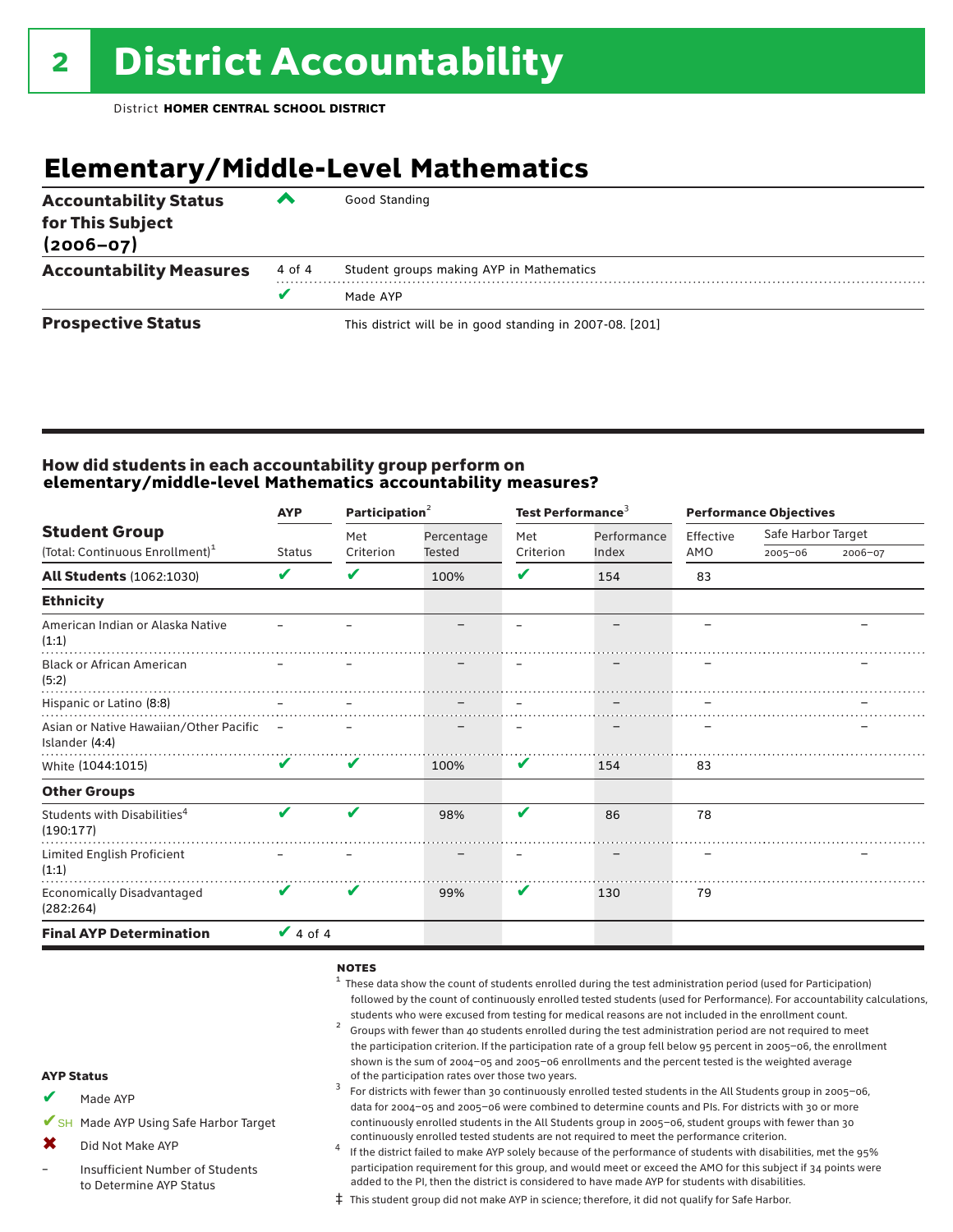# 2 District Accountability

District **HOMER CENTRAL SCHOOL DISTRICT**

## Elementary/Middle-Level Mathematics

| | | |
|---|---|---|
| **Accountability Status for This Subject (2006–07)** | ^ | Good Standing |
| **Accountability Measures** | 4 of 4 | Student groups making AYP in Mathematics |
| | ✔ | Made AYP |
| **Prospective Status** | | This district will be in good standing in 2007-08. [201] |

### How did students in each accountability group perform on elementary/middle-level Mathematics accountability measures?

| Student Group (Total: Continuous Enrollment)[1] | AYP Status | Participation[2] Met Criterion | Participation[2] Percentage Tested | Test Performance[3] Met Criterion | Test Performance[3] Performance Index | Performance Objectives Effective AMO | Safe Harbor Target 2005–06 | Safe Harbor Target 2006–07 |
|---|---|---|---|---|---|---|---|---|
| **All Students** (1062:1030) | ✔ | ✔ | 100% | ✔ | 154 | 83 | | |
| **Ethnicity** | | | | | | | | |
| American Indian or Alaska Native (1:1) | – | – | – | – | – | – | | – |
| Black or African American (5:2) | – | – | – | – | – | – | | – |
| Hispanic or Latino (8:8) | – | – | – | – | – | – | | – |
| Asian or Native Hawaiian/Other Pacific Islander (4:4) | – | – | – | – | – | – | | – |
| White (1044:1015) | ✔ | ✔ | 100% | ✔ | 154 | 83 | | |
| **Other Groups** | | | | | | | | |
| Students with Disabilities[4] (190:177) | ✔ | ✔ | 98% | ✔ | 86 | 78 | | |
| Limited English Proficient (1:1) | – | – | – | – | – | – | | – |
| Economically Disadvantaged (282:264) | ✔ | ✔ | 99% | ✔ | 130 | 79 | | |
| **Final AYP Determination** | ✔ 4 of 4 | | | | | | | |

**NOTES**

[1] These data show the count of students enrolled during the test administration period (used for Participation) followed by the count of continuously enrolled tested students (used for Performance). For accountability calculations, students who were excused from testing for medical reasons are not included in the enrollment count.

[2] Groups with fewer than 40 students enrolled during the test administration period are not required to meet the participation criterion. If the participation rate of a group fell below 95 percent in 2005–06, the enrollment shown is the sum of 2004–05 and 2005–06 enrollments and the percent tested is the weighted average of the participation rates over those two years.

[3] For districts with fewer than 30 continuously enrolled tested students in the All Students group in 2005–06, data for 2004–05 and 2005–06 were combined to determine counts and PIs. For districts with 30 or more continuously enrolled students in the All Students group in 2005–06, student groups with fewer than 30 continuously enrolled tested students are not required to meet the performance criterion.

[4] If the district failed to make AYP solely because of the performance of students with disabilities, met the 95% participation requirement for this group, and would meet or exceed the AMO for this subject if 34 points were added to the PI, then the district is considered to have made AYP for students with disabilities.

‡ This student group did not make AYP in science; therefore, it did not qualify for Safe Harbor.

**AYP Status**

- ✔ Made AYP
- ✔SH Made AYP Using Safe Harbor Target
- ✖ Did Not Make AYP
- – Insufficient Number of Students to Determine AYP Status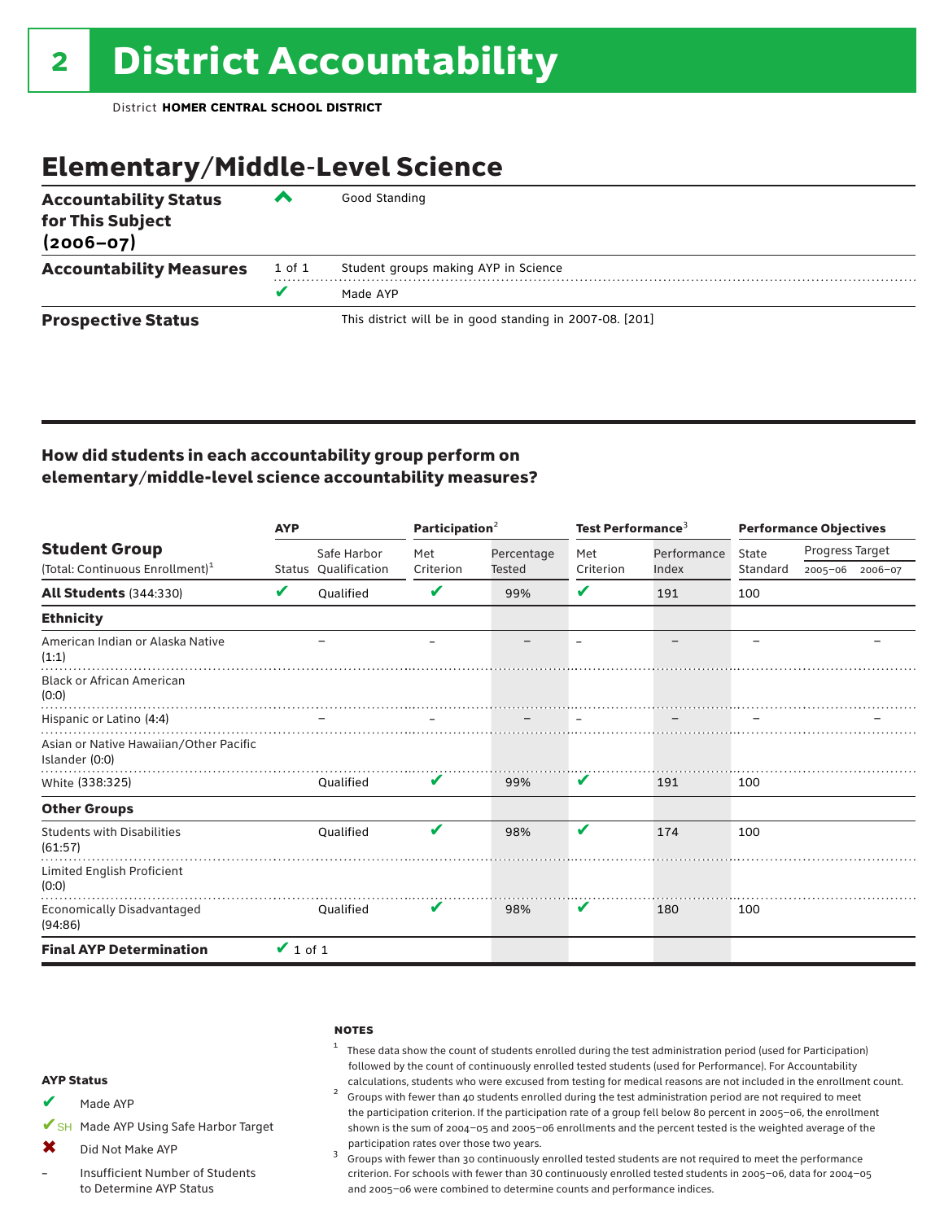# 2 District Accountability

District **HOMER CENTRAL SCHOOL DISTRICT**

## Elementary/Middle-Level Science

| | | |
|---|---|---|
| **Accountability Status for This Subject (2006–07)** | ^ | Good Standing |
| **Accountability Measures** | 1 of 1 | Student groups making AYP in Science |
| | ✔ | Made AYP |
| **Prospective Status** | | This district will be in good standing in 2007-08. [201] |

### How did students in each accountability group perform on elementary/middle-level science accountability measures?

| Student Group (Total: Continuous Enrollment)[1] | AYP | | Participation[2] | | Test Performance[3] | | Performance Objectives | | |
|---|---|---|---|---|---|---|---|---|---|
| | Status | Safe Harbor Qualification | Met Criterion | Percentage Tested | Met Criterion | Performance Index | State Standard | Progress Target 2005–06 | Progress Target 2006–07 |
| **All Students** (344:330) | ✔ | Qualified | ✔ | 99% | ✔ | 191 | 100 | | |
| **Ethnicity** | | | | | | | | | |
| American Indian or Alaska Native (1:1) | | – | – | – | – | – | – | | – |
| Black or African American (0:0) | | | | | | | | | |
| Hispanic or Latino (4:4) | | – | – | – | – | – | – | | – |
| Asian or Native Hawaiian/Other Pacific Islander (0:0) | | | | | | | | | |
| White (338:325) | | Qualified | ✔ | 99% | ✔ | 191 | 100 | | |
| **Other Groups** | | | | | | | | | |
| Students with Disabilities (61:57) | | Qualified | ✔ | 98% | ✔ | 174 | 100 | | |
| Limited English Proficient (0:0) | | | | | | | | | |
| Economically Disadvantaged (94:86) | | Qualified | ✔ | 98% | ✔ | 180 | 100 | | |
| **Final AYP Determination** | ✔ 1 of 1 | | | | | | | | |

**AYP Status**

- ✔ Made AYP
- ✔SH Made AYP Using Safe Harbor Target
- ✖ Did Not Make AYP
- – Insufficient Number of Students to Determine AYP Status

**NOTES**

[1] These data show the count of students enrolled during the test administration period (used for Participation) followed by the count of continuously enrolled tested students (used for Performance). For Accountability calculations, students who were excused from testing for medical reasons are not included in the enrollment count.

[2] Groups with fewer than 40 students enrolled during the test administration period are not required to meet the participation criterion. If the participation rate of a group fell below 80 percent in 2005–06, the enrollment shown is the sum of 2004–05 and 2005–06 enrollments and the percent tested is the weighted average of the participation rates over those two years.

[3] Groups with fewer than 30 continuously enrolled tested students are not required to meet the performance criterion. For schools with fewer than 30 continuously enrolled tested students in 2005–06, data for 2004–05 and 2005–06 were combined to determine counts and performance indices.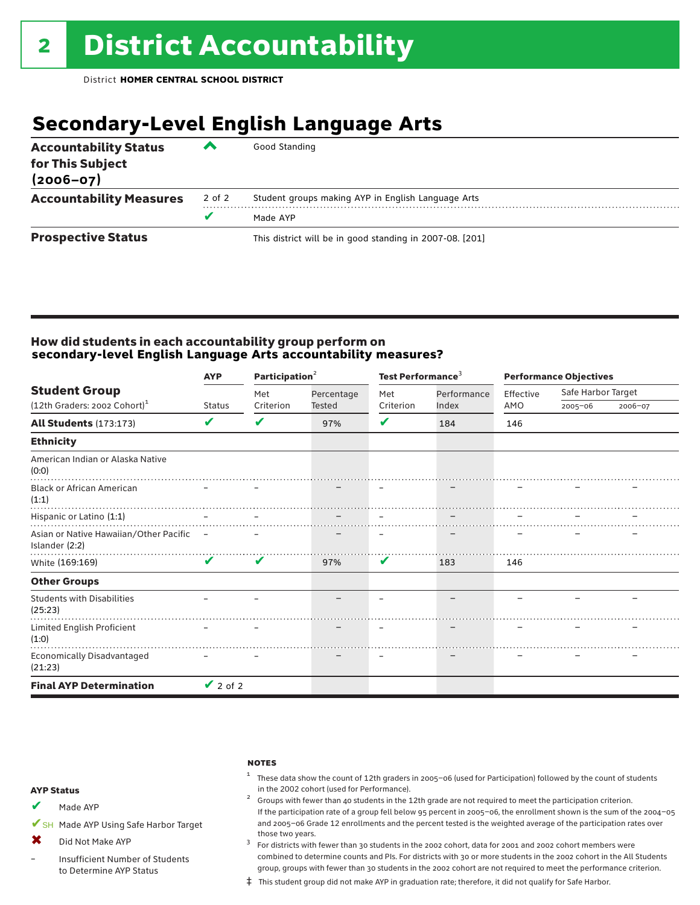# 2 District Accountability

District **HOMER CENTRAL SCHOOL DISTRICT**

## Secondary-Level English Language Arts

| | | |
|---|---|---|
| **Accountability Status for This Subject (2006–07)** | ^ | Good Standing |
| **Accountability Measures** | 2 of 2 | Student groups making AYP in English Language Arts |
| | ✔ | Made AYP |
| **Prospective Status** | | This district will be in good standing in 2007-08. [201] |

### How did students in each accountability group perform on secondary-level English Language Arts accountability measures?

| Student Group (12th Graders: 2002 Cohort)[1] | AYP | Participation[2] | | Test Performance[3] | | Performance Objectives | | |
|---|---|---|---|---|---|---|---|---|
| | Status | Met Criterion | Percentage Tested | Met Criterion | Performance Index | Effective AMO | Safe Harbor Target 2005–06 | Safe Harbor Target 2006–07 |
| **All Students** (173:173) | ✔ | ✔ | 97% | ✔ | 184 | 146 | | |
| **Ethnicity** | | | | | | | | |
| American Indian or Alaska Native (0:0) | | | | | | | | |
| Black or African American (1:1) | – | – | – | – | – | – | – | – |
| Hispanic or Latino (1:1) | – | – | – | – | – | – | – | – |
| Asian or Native Hawaiian/Other Pacific Islander (2:2) | – | – | – | – | – | – | – | – |
| White (169:169) | ✔ | ✔ | 97% | ✔ | 183 | 146 | | |
| **Other Groups** | | | | | | | | |
| Students with Disabilities (25:23) | – | – | – | – | – | – | – | – |
| Limited English Proficient (1:0) | – | – | – | – | – | – | – | – |
| Economically Disadvantaged (21:23) | – | – | – | – | – | – | – | – |
| **Final AYP Determination** | ✔ 2 of 2 | | | | | | | |

**AYP Status**

- ✔ Made AYP
- ✔SH Made AYP Using Safe Harbor Target
- ✖ Did Not Make AYP
- – Insufficient Number of Students to Determine AYP Status

**NOTES**

[1] These data show the count of 12th graders in 2005–06 (used for Participation) followed by the count of students in the 2002 cohort (used for Performance).

[2] Groups with fewer than 40 students in the 12th grade are not required to meet the participation criterion. If the participation rate of a group fell below 95 percent in 2005–06, the enrollment shown is the sum of the 2004–05 and 2005–06 Grade 12 enrollments and the percent tested is the weighted average of the participation rates over those two years.

[3] For districts with fewer than 30 students in the 2002 cohort, data for 2001 and 2002 cohort members were combined to determine counts and PIs. For districts with 30 or more students in the 2002 cohort in the All Students group, groups with fewer than 30 students in the 2002 cohort are not required to meet the performance criterion.

‡ This student group did not make AYP in graduation rate; therefore, it did not qualify for Safe Harbor.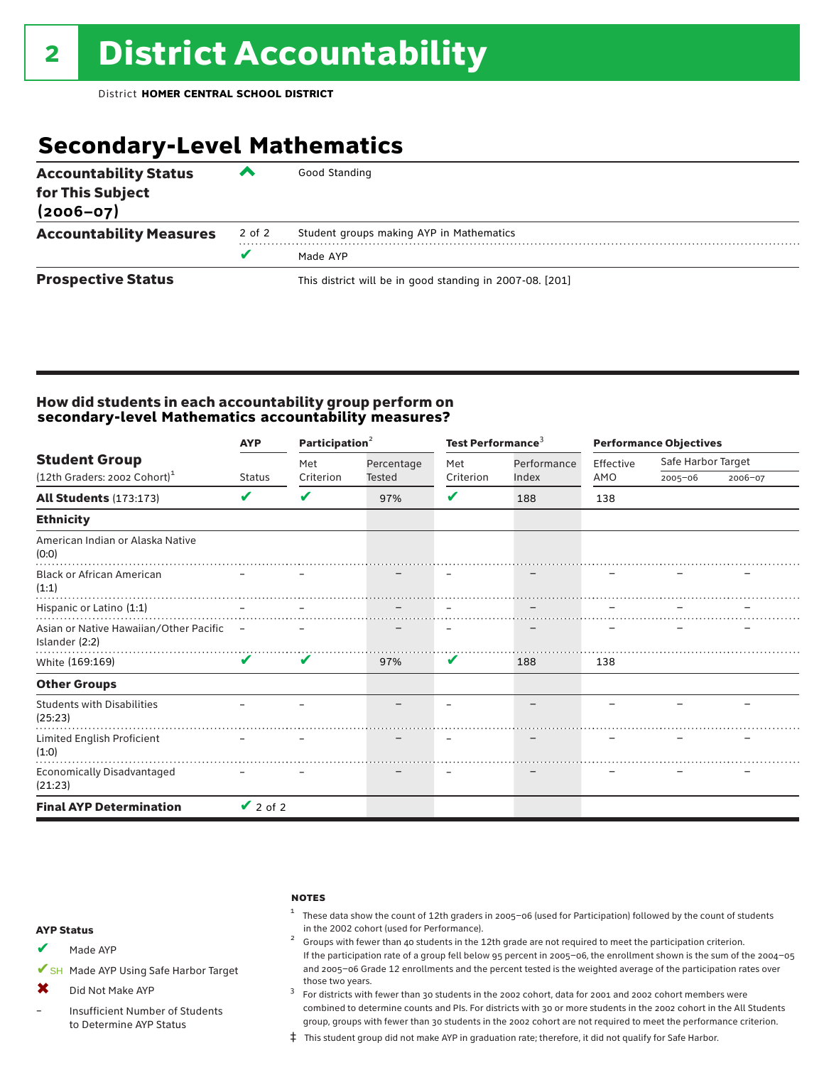# 2 District Accountability

District **HOMER CENTRAL SCHOOL DISTRICT**

## Secondary-Level Mathematics

| | | |
|---|---|---|
| **Accountability Status for This Subject (2006–07)** | ^ | Good Standing |
| **Accountability Measures** | 2 of 2 | Student groups making AYP in Mathematics |
| | ✔ | Made AYP |
| **Prospective Status** | | This district will be in good standing in 2007-08. [201] |

### How did students in each accountability group perform on secondary-level Mathematics accountability measures?

| Student Group (12th Graders: 2002 Cohort)[1] | AYP | Participation[2] | | Test Performance[3] | | Performance Objectives | | |
|---|---|---|---|---|---|---|---|---|
| | Status | Met Criterion | Percentage Tested | Met Criterion | Performance Index | Effective AMO | Safe Harbor Target 2005–06 | Safe Harbor Target 2006–07 |
| **All Students** (173:173) | ✔ | ✔ | 97% | ✔ | 188 | 138 | | |
| **Ethnicity** | | | | | | | | |
| American Indian or Alaska Native (0:0) | | | | | | | | |
| Black or African American (1:1) | – | – | – | – | – | – | – | – |
| Hispanic or Latino (1:1) | – | – | – | – | – | – | – | – |
| Asian or Native Hawaiian/Other Pacific Islander (2:2) | – | – | – | – | – | – | – | – |
| White (169:169) | ✔ | ✔ | 97% | ✔ | 188 | 138 | | |
| **Other Groups** | | | | | | | | |
| Students with Disabilities (25:23) | – | – | – | – | – | – | – | – |
| Limited English Proficient (1:0) | – | – | – | – | – | – | – | – |
| Economically Disadvantaged (21:23) | – | – | – | – | – | – | – | – |
| **Final AYP Determination** | ✔ 2 of 2 | | | | | | | |

**AYP Status**

- ✔ Made AYP
- ✔SH Made AYP Using Safe Harbor Target
- ✖ Did Not Make AYP
- – Insufficient Number of Students to Determine AYP Status

**NOTES**

[1] These data show the count of 12th graders in 2005–06 (used for Participation) followed by the count of students in the 2002 cohort (used for Performance).

[2] Groups with fewer than 40 students in the 12th grade are not required to meet the participation criterion. If the participation rate of a group fell below 95 percent in 2005–06, the enrollment shown is the sum of the 2004–05 and 2005–06 Grade 12 enrollments and the percent tested is the weighted average of the participation rates over those two years.

[3] For districts with fewer than 30 students in the 2002 cohort, data for 2001 and 2002 cohort members were combined to determine counts and PIs. For districts with 30 or more students in the 2002 cohort in the All Students group, groups with fewer than 30 students in the 2002 cohort are not required to meet the performance criterion.

‡ This student group did not make AYP in graduation rate; therefore, it did not qualify for Safe Harbor.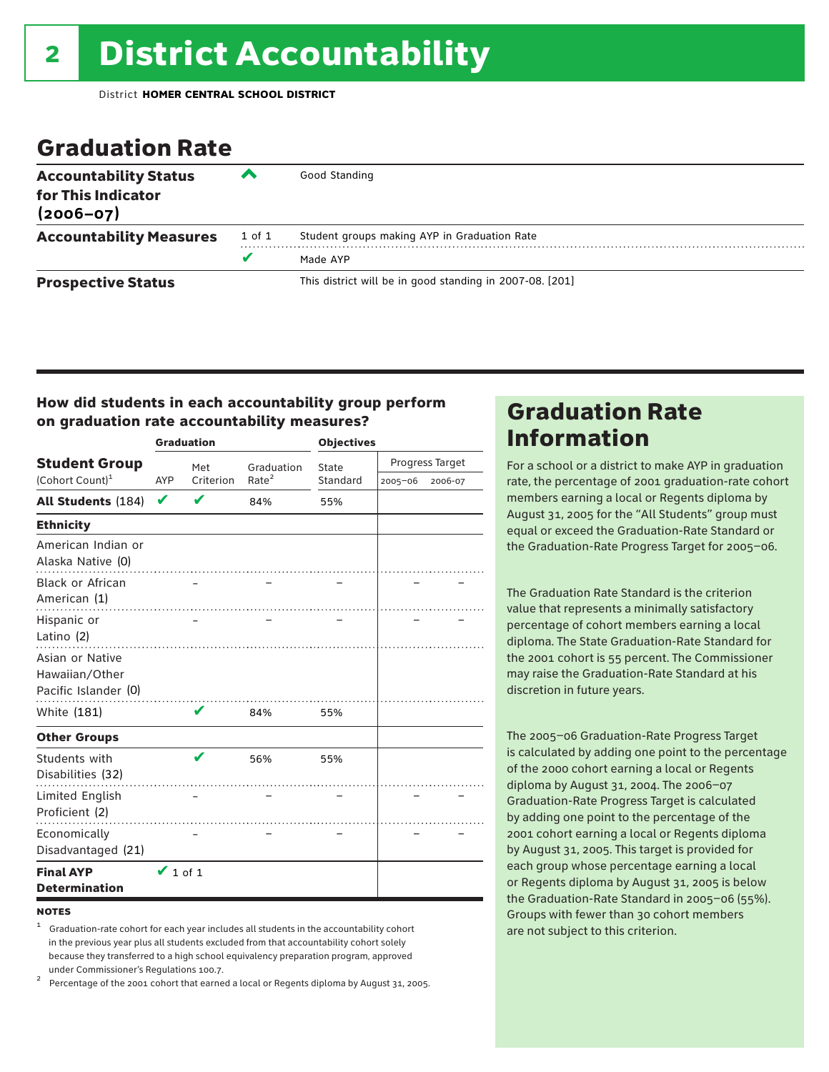## District Accountability

District **HOMER CENTRAL SCHOOL DISTRICT**

## Graduation Rate

| | | |
|---|---|---|
| **Accountability Status for This Indicator (2006–07)** | ^ | Good Standing |
| **Accountability Measures** | 1 of 1 | Student groups making AYP in Graduation Rate |
| | ✔ | Made AYP |
| **Prospective Status** | | This district will be in good standing in 2007-08. [201] |

### How did students in each accountability group perform on graduation rate accountability measures?

| Student Group (Cohort Count)[1] | Graduation | | | Objectives | | |
|---|---|---|---|---|---|---|
| | AYP | Met Criterion | Graduation Rate[2] | State Standard | Progress Target 2005–06 | Progress Target 2006-07 |
| **All Students** (184) | ✔ | ✔ | 84% | 55% | | |
| **Ethnicity** | | | | | | |
| American Indian or Alaska Native (0) | | | | | | |
| Black or African American (1) | | – | – | – | – | – |
| Hispanic or Latino (2) | | – | – | – | – | – |
| Asian or Native Hawaiian/Other Pacific Islander (0) | | | | | | |
| White (181) | | ✔ | 84% | 55% | | |
| **Other Groups** | | | | | | |
| Students with Disabilities (32) | | ✔ | 56% | 55% | | |
| Limited English Proficient (2) | | – | – | – | – | – |
| Economically Disadvantaged (21) | | – | – | – | – | – |
| **Final AYP Determination** | ✔ 1 of 1 | | | | | |

**NOTES**

[1] Graduation-rate cohort for each year includes all students in the accountability cohort in the previous year plus all students excluded from that accountability cohort solely because they transferred to a high school equivalency preparation program, approved under Commissioner's Regulations 100.7.

[2] Percentage of the 2001 cohort that earned a local or Regents diploma by August 31, 2005.

## Graduation Rate Information

For a school or a district to make AYP in graduation rate, the percentage of 2001 graduation-rate cohort members earning a local or Regents diploma by August 31, 2005 for the "All Students" group must equal or exceed the Graduation-Rate Standard or the Graduation-Rate Progress Target for 2005–06.

The Graduation Rate Standard is the criterion value that represents a minimally satisfactory percentage of cohort members earning a local diploma. The State Graduation-Rate Standard for the 2001 cohort is 55 percent. The Commissioner may raise the Graduation-Rate Standard at his discretion in future years.

The 2005–06 Graduation-Rate Progress Target is calculated by adding one point to the percentage of the 2000 cohort earning a local or Regents diploma by August 31, 2004. The 2006–07 Graduation-Rate Progress Target is calculated by adding one point to the percentage of the 2001 cohort earning a local or Regents diploma by August 31, 2005. This target is provided for each group whose percentage earning a local or Regents diploma by August 31, 2005 is below the Graduation-Rate Standard in 2005–06 (55%). Groups with fewer than 30 cohort members are not subject to this criterion.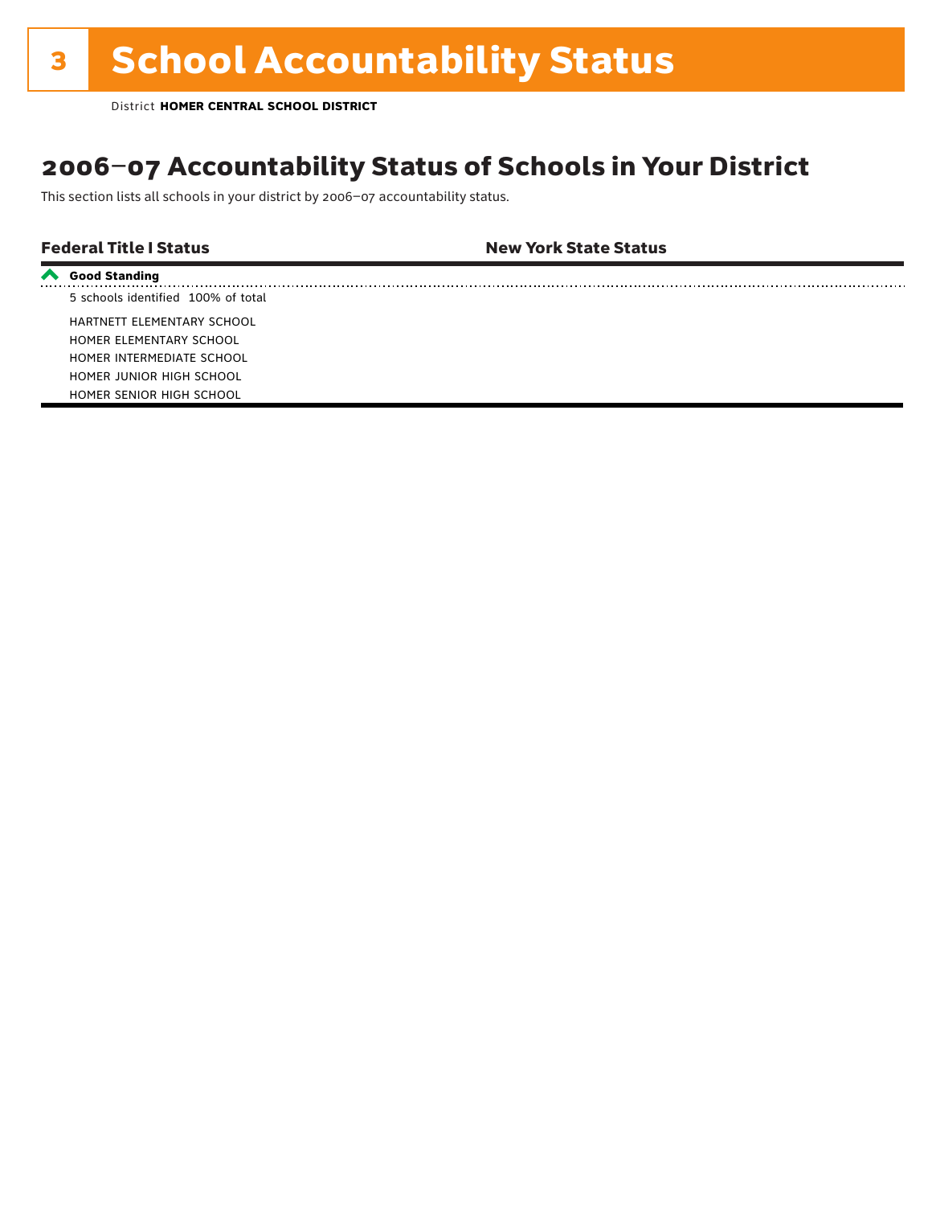# 3 School Accountability Status

District **HOMER CENTRAL SCHOOL DISTRICT**

## 2006–07 Accountability Status of Schools in Your District

This section lists all schools in your district by 2006–07 accountability status.

| Federal Title I Status | New York State Status |
|---|---|
| **Good Standing** | |
| 5 schools identified 100% of total | |
| HARTNETT ELEMENTARY SCHOOL | |
| HOMER ELEMENTARY SCHOOL | |
| HOMER INTERMEDIATE SCHOOL | |
| HOMER JUNIOR HIGH SCHOOL | |
| HOMER SENIOR HIGH SCHOOL | |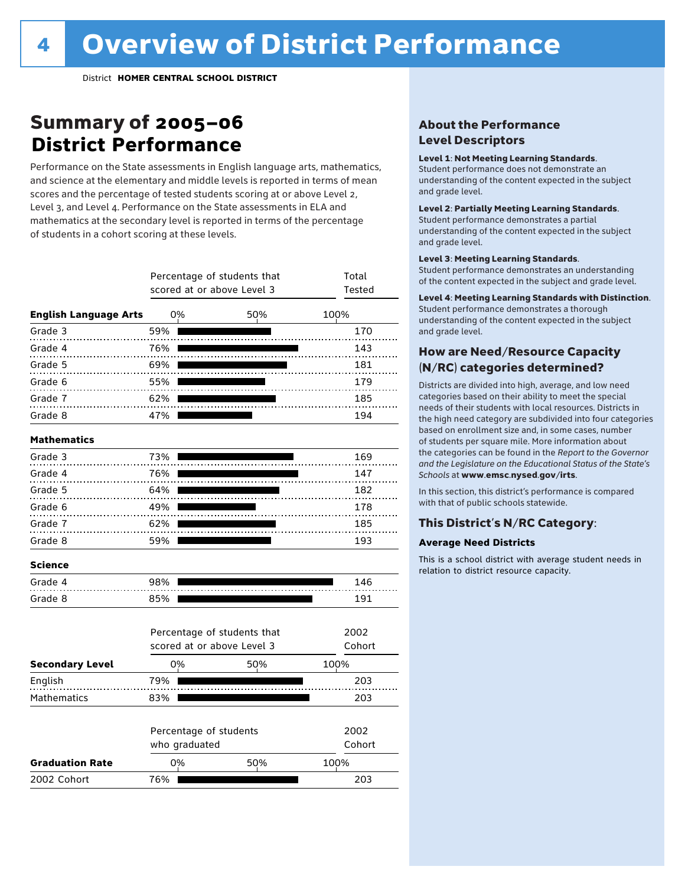# Overview of District Performance

District **HOMER CENTRAL SCHOOL DISTRICT**

## Summary of 2005–06 District Performance

Performance on the State assessments in English language arts, mathematics, and science at the elementary and middle levels is reported in terms of mean scores and the percentage of tested students scoring at or above Level 2, Level 3, and Level 4. Performance on the State assessments in ELA and mathematics at the secondary level is reported in terms of the percentage of students in a cohort scoring at these levels.

| | Percentage of students that scored at or above Level 3 | Total Tested |
|---|---|---|
| **English Language Arts** | | |
| Grade 3 | 59% | 170 |
| Grade 4 | 76% | 143 |
| Grade 5 | 69% | 181 |
| Grade 6 | 55% | 179 |
| Grade 7 | 62% | 185 |
| Grade 8 | 47% | 194 |
| **Mathematics** | | |
| Grade 3 | 73% | 169 |
| Grade 4 | 76% | 147 |
| Grade 5 | 64% | 182 |
| Grade 6 | 49% | 178 |
| Grade 7 | 62% | 185 |
| Grade 8 | 59% | 193 |
| **Science** | | |
| Grade 4 | 98% | 146 |
| Grade 8 | 85% | 191 |

| Secondary Level | Percentage of students that scored at or above Level 3 | 2002 Cohort |
|---|---|---|
| English | 79% | 203 |
| Mathematics | 83% | 203 |

| Graduation Rate | Percentage of students who graduated | 2002 Cohort |
|---|---|---|
| 2002 Cohort | 76% | 203 |

### About the Performance Level Descriptors

**Level 1**: **Not Meeting Learning Standards**. Student performance does not demonstrate an understanding of the content expected in the subject and grade level.

**Level 2**: **Partially Meeting Learning Standards**. Student performance demonstrates a partial understanding of the content expected in the subject and grade level.

**Level 3**: **Meeting Learning Standards**. Student performance demonstrates an understanding of the content expected in the subject and grade level.

**Level 4**: **Meeting Learning Standards with Distinction**. Student performance demonstrates a thorough understanding of the content expected in the subject and grade level.

### How are Need/Resource Capacity (N/RC) categories determined?

Districts are divided into high, average, and low need categories based on their ability to meet the special needs of their students with local resources. Districts in the high need category are subdivided into four categories based on enrollment size and, in some cases, number of students per square mile. More information about the categories can be found in the *Report to the Governor and the Legislature on the Educational Status of the State's Schools* at **www.emsc.nysed.gov/irts**.

In this section, this district's performance is compared with that of public schools statewide.

### This District's N/RC Category:

**Average Need Districts**

This is a school district with average student needs in relation to district resource capacity.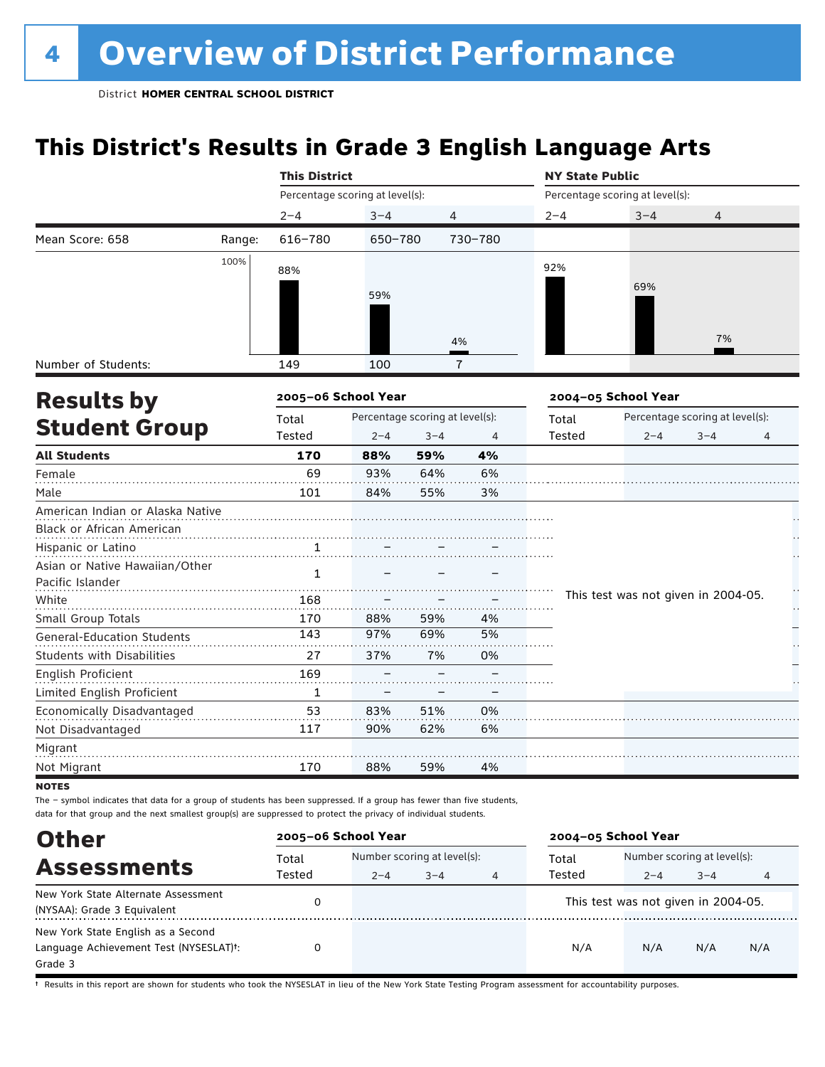# 4 Overview of District Performance

District **HOMER CENTRAL SCHOOL DISTRICT**

## This District's Results in Grade 3 English Language Arts

| | | This District | | | NY State Public | | |
|---|---|---|---|---|---|---|---|
| | | Percentage scoring at level(s): | | | Percentage scoring at level(s): | | |
| | | 2–4 | 3–4 | 4 | 2–4 | 3–4 | 4 |
| Mean Score: 658 | Range: | 616–780 | 650–780 | 730–780 | | | |
| | | 88% | 59% | 4% | 92% | 69% | 7% |
| Number of Students: | | 149 | 100 | 7 | | | |

## Results by Student Group

| | 2005–06 School Year | | | | 2004–05 School Year | | | |
|---|---|---|---|---|---|---|---|---|
| | Total Tested | Percentage scoring at level(s): 2–4 | 3–4 | 4 | Total Tested | Percentage scoring at level(s): 2–4 | 3–4 | 4 |
| **All Students** | **170** | **88%** | **59%** | **4%** | | | | |
| Female | 69 | 93% | 64% | 6% | | | | |
| Male | 101 | 84% | 55% | 3% | | | | |
| American Indian or Alaska Native | | | | | This test was not given in 2004-05. | | | |
| Black or African American | | | | | | | | |
| Hispanic or Latino | 1 | – | – | – | | | | |
| Asian or Native Hawaiian/Other Pacific Islander | 1 | – | – | – | | | | |
| White | 168 | – | – | – | | | | |
| Small Group Totals | 170 | 88% | 59% | 4% | | | | |
| General-Education Students | 143 | 97% | 69% | 5% | | | | |
| Students with Disabilities | 27 | 37% | 7% | 0% | | | | |
| English Proficient | 169 | – | – | – | | | | |
| Limited English Proficient | 1 | – | – | – | | | | |
| Economically Disadvantaged | 53 | 83% | 51% | 0% | | | | |
| Not Disadvantaged | 117 | 90% | 62% | 6% | | | | |
| Migrant | | | | | | | | |
| Not Migrant | 170 | 88% | 59% | 4% | | | | |

**NOTES**

The – symbol indicates that data for a group of students has been suppressed. If a group has fewer than five students, data for that group and the next smallest group(s) are suppressed to protect the privacy of individual students.

## Other Assessments

| | 2005–06 School Year | | | | 2004–05 School Year | | | |
|---|---|---|---|---|---|---|---|---|
| | Total Tested | Number scoring at level(s): 2–4 | 3–4 | 4 | Total Tested | Number scoring at level(s): 2–4 | 3–4 | 4 |
| New York State Alternate Assessment (NYSAA): Grade 3 Equivalent | 0 | | | | This test was not given in 2004-05. | | | |
| New York State English as a Second Language Achievement Test (NYSESLAT)†: Grade 3 | 0 | | | | N/A | N/A | N/A | N/A |

† Results in this report are shown for students who took the NYSESLAT in lieu of the New York State Testing Program assessment for accountability purposes.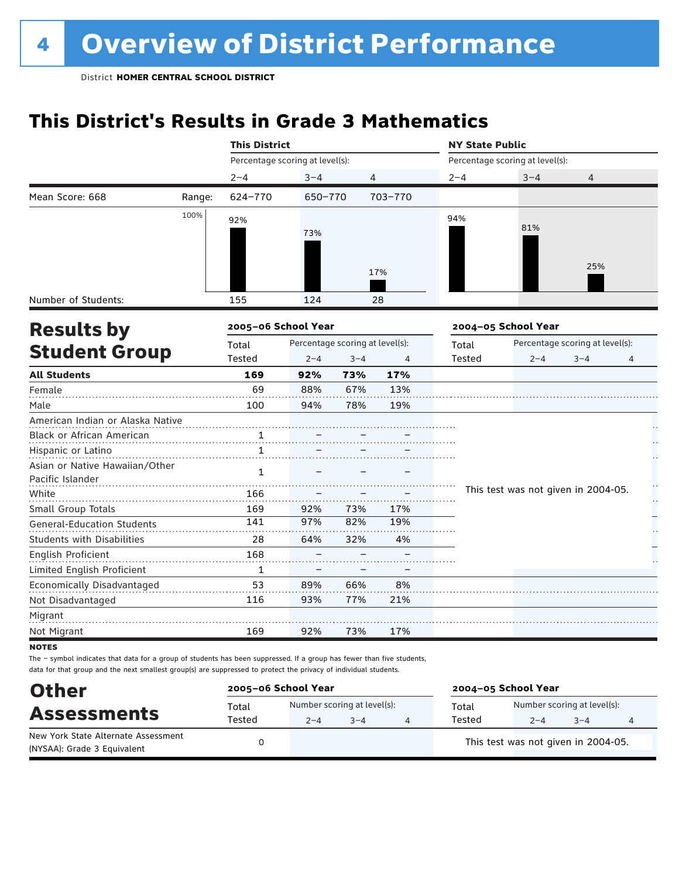# 4 Overview of District Performance

District **HOMER CENTRAL SCHOOL DISTRICT**

## This District's Results in Grade 3 Mathematics

| | | This District | | | NY State Public | | |
|---|---|---|---|---|---|---|---|
| | | Percentage scoring at level(s): | | | Percentage scoring at level(s): | | |
| | | 2–4 | 3–4 | 4 | 2–4 | 3–4 | 4 |
| Mean Score: 668 | Range: | 624–770 | 650–770 | 703–770 | | | |
| | | 92% | 73% | 17% | 94% | 81% | 25% |
| Number of Students: | | 155 | 124 | 28 | | | |

## Results by Student Group

| | 2005–06 School Year | | | | 2004–05 School Year | | | |
|---|---|---|---|---|---|---|---|---|
| | Total Tested | Percentage scoring at level(s): 2–4 | 3–4 | 4 | Total Tested | Percentage scoring at level(s): 2–4 | 3–4 | 4 |
| **All Students** | **169** | **92%** | **73%** | **17%** | | | | |
| Female | 69 | 88% | 67% | 13% | | | | |
| Male | 100 | 94% | 78% | 19% | | | | |
| American Indian or Alaska Native | | | | | This test was not given in 2004-05. | | | |
| Black or African American | 1 | – | – | – | | | | |
| Hispanic or Latino | 1 | – | – | – | | | | |
| Asian or Native Hawaiian/Other Pacific Islander | 1 | – | – | – | | | | |
| White | 166 | – | – | – | | | | |
| Small Group Totals | 169 | 92% | 73% | 17% | | | | |
| General-Education Students | 141 | 97% | 82% | 19% | | | | |
| Students with Disabilities | 28 | 64% | 32% | 4% | | | | |
| English Proficient | 168 | – | – | – | | | | |
| Limited English Proficient | 1 | – | – | – | | | | |
| Economically Disadvantaged | 53 | 89% | 66% | 8% | | | | |
| Not Disadvantaged | 116 | 93% | 77% | 21% | | | | |
| Migrant | | | | | | | | |
| Not Migrant | 169 | 92% | 73% | 17% | | | | |

**NOTES**

The – symbol indicates that data for a group of students has been suppressed. If a group has fewer than five students, data for that group and the next smallest group(s) are suppressed to protect the privacy of individual students.

## Other Assessments

| | 2005–06 School Year | | | | 2004–05 School Year | | | |
|---|---|---|---|---|---|---|---|---|
| | Total Tested | Number scoring at level(s): 2–4 | 3–4 | 4 | Total Tested | Number scoring at level(s): 2–4 | 3–4 | 4 |
| New York State Alternate Assessment (NYSAA): Grade 3 Equivalent | 0 | | | | This test was not given in 2004-05. | | | |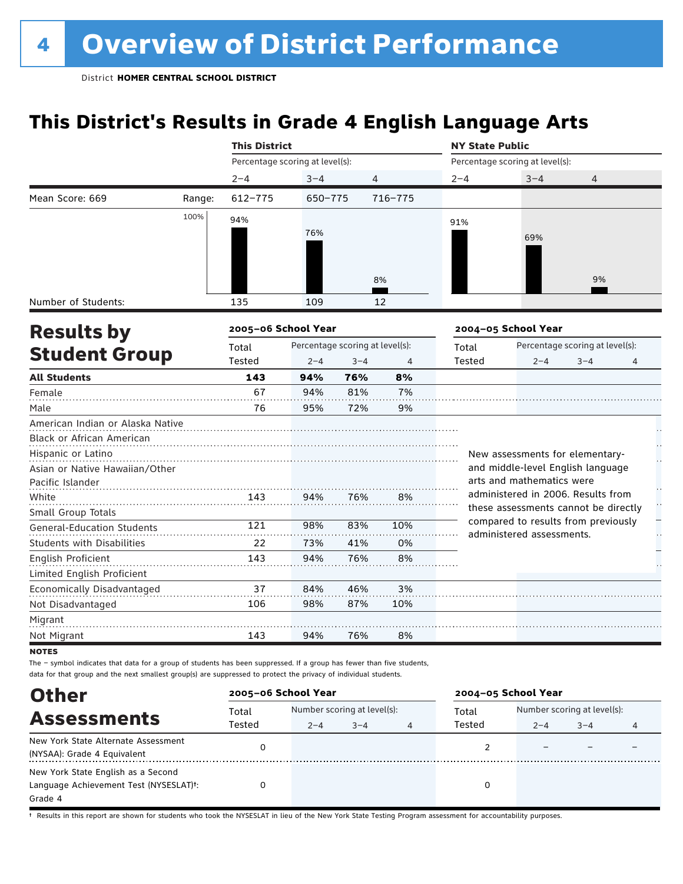# 4 Overview of District Performance

District **HOMER CENTRAL SCHOOL DISTRICT**

## This District's Results in Grade 4 English Language Arts

| | | This District | | | NY State Public | | |
|---|---|---|---|---|---|---|---|
| | | Percentage scoring at level(s): | | | Percentage scoring at level(s): | | |
| | | 2–4 | 3–4 | 4 | 2–4 | 3–4 | 4 |
| Mean Score: 669 | Range: | 612–775 | 650–775 | 716–775 | | | |
| | 100% | 94% | 76% | 8% | 91% | 69% | 9% |
| Number of Students: | | 135 | 109 | 12 | | | |

## Results by Student Group

| | 2005–06 School Year | | | | 2004–05 School Year | | | |
|---|---|---|---|---|---|---|---|---|
| | Total Tested | Percentage scoring at level(s): 2–4 | 3–4 | 4 | Total Tested | Percentage scoring at level(s): 2–4 | 3–4 | 4 |
| **All Students** | **143** | **94%** | **76%** | **8%** | | | | |
| Female | 67 | 94% | 81% | 7% | | | | |
| Male | 76 | 95% | 72% | 9% | | | | |
| American Indian or Alaska Native | | | | | | | | |
| Black or African American | | | | | | | | |
| Hispanic or Latino | | | | | | | | |
| Asian or Native Hawaiian/Other Pacific Islander | | | | | | | | |
| White | 143 | 94% | 76% | 8% | | | | |
| Small Group Totals | | | | | | | | |
| General-Education Students | 121 | 98% | 83% | 10% | | | | |
| Students with Disabilities | 22 | 73% | 41% | 0% | | | | |
| English Proficient | 143 | 94% | 76% | 8% | | | | |
| Limited English Proficient | | | | | | | | |
| Economically Disadvantaged | 37 | 84% | 46% | 3% | | | | |
| Not Disadvantaged | 106 | 98% | 87% | 10% | | | | |
| Migrant | | | | | | | | |
| Not Migrant | 143 | 94% | 76% | 8% | | | | |

New assessments for elementary- and middle-level English language arts and mathematics were administered in 2006. Results from these assessments cannot be directly compared to results from previously administered assessments.

**NOTES**

The – symbol indicates that data for a group of students has been suppressed. If a group has fewer than five students, data for that group and the next smallest group(s) are suppressed to protect the privacy of individual students.

## Other Assessments

| | 2005–06 School Year | | | | 2004–05 School Year | | | |
|---|---|---|---|---|---|---|---|---|
| | Total Tested | Number scoring at level(s): 2–4 | 3–4 | 4 | Total Tested | Number scoring at level(s): 2–4 | 3–4 | 4 |
| New York State Alternate Assessment (NYSAA): Grade 4 Equivalent | 0 | | | | 2 | – | – | – |
| New York State English as a Second Language Achievement Test (NYSESLAT)†: Grade 4 | 0 | | | | 0 | | | |

† Results in this report are shown for students who took the NYSESLAT in lieu of the New York State Testing Program assessment for accountability purposes.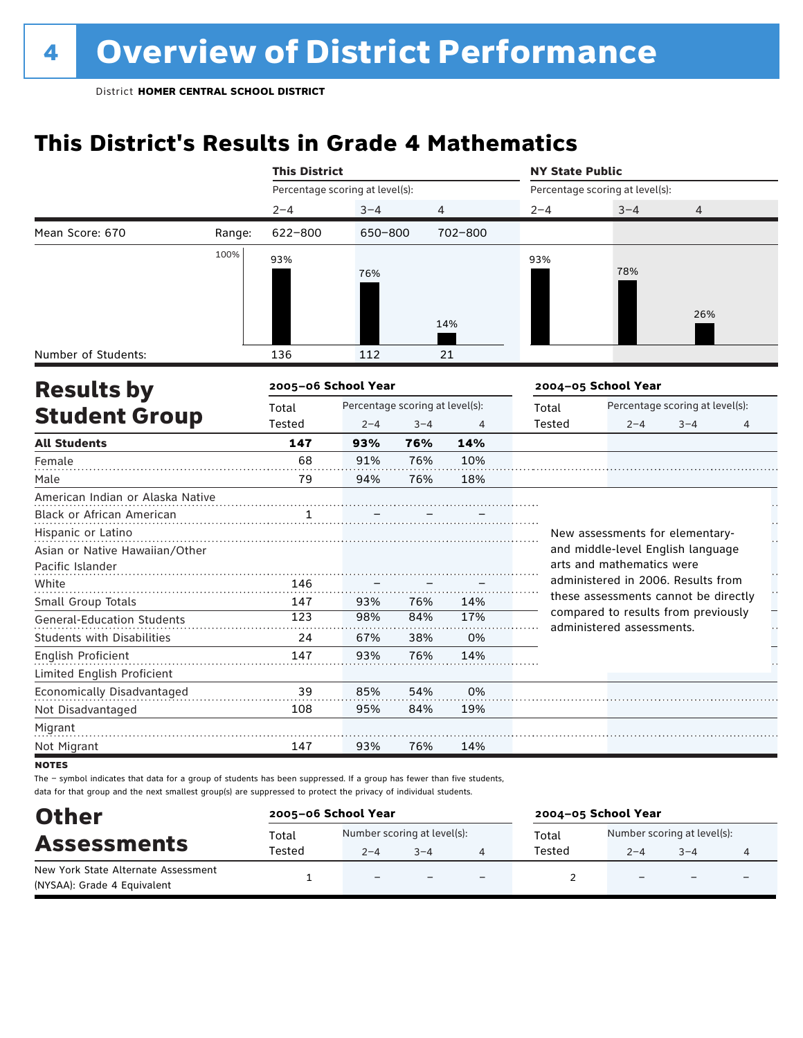# 4 Overview of District Performance

District **HOMER CENTRAL SCHOOL DISTRICT**

## This District's Results in Grade 4 Mathematics

| | | This District | | | NY State Public | | |
|---|---|---|---|---|---|---|---|
| | | Percentage scoring at level(s): | | | Percentage scoring at level(s): | | |
| | | 2–4 | 3–4 | 4 | 2–4 | 3–4 | 4 |
| Mean Score: 670 | Range: | 622–800 | 650–800 | 702–800 | | | |
| | | 93% | 76% | 14% | 93% | 78% | 26% |
| Number of Students: | | 136 | 112 | 21 | | | |

## Results by Student Group

| | 2005–06 School Year | | | | 2004–05 School Year | | | |
|---|---|---|---|---|---|---|---|---|
| | Total Tested | Percentage scoring at level(s): 2–4 | 3–4 | 4 | Total Tested | Percentage scoring at level(s): 2–4 | 3–4 | 4 |
| **All Students** | **147** | **93%** | **76%** | **14%** | | | | |
| Female | 68 | 91% | 76% | 10% | | | | |
| Male | 79 | 94% | 76% | 18% | | | | |
| American Indian or Alaska Native | | | | | | | | |
| Black or African American | 1 | – | – | – | | | | |
| Hispanic or Latino | | | | | | | | |
| Asian or Native Hawaiian/Other Pacific Islander | | | | | | | | |
| White | 146 | – | – | – | | | | |
| Small Group Totals | 147 | 93% | 76% | 14% | | | | |
| General-Education Students | 123 | 98% | 84% | 17% | | | | |
| Students with Disabilities | 24 | 67% | 38% | 0% | | | | |
| English Proficient | 147 | 93% | 76% | 14% | | | | |
| Limited English Proficient | | | | | | | | |
| Economically Disadvantaged | 39 | 85% | 54% | 0% | | | | |
| Not Disadvantaged | 108 | 95% | 84% | 19% | | | | |
| Migrant | | | | | | | | |
| Not Migrant | 147 | 93% | 76% | 14% | | | | |

New assessments for elementary- and middle-level English language arts and mathematics were administered in 2006. Results from these assessments cannot be directly compared to results from previously administered assessments.

**NOTES**

The – symbol indicates that data for a group of students has been suppressed. If a group has fewer than five students, data for that group and the next smallest group(s) are suppressed to protect the privacy of individual students.

## Other Assessments

| | 2005–06 School Year | | | | 2004–05 School Year | | | |
|---|---|---|---|---|---|---|---|---|
| | Total Tested | Number scoring at level(s): 2–4 | 3–4 | 4 | Total Tested | Number scoring at level(s): 2–4 | 3–4 | 4 |
| New York State Alternate Assessment (NYSAA): Grade 4 Equivalent | 1 | – | – | – | 2 | – | – | – |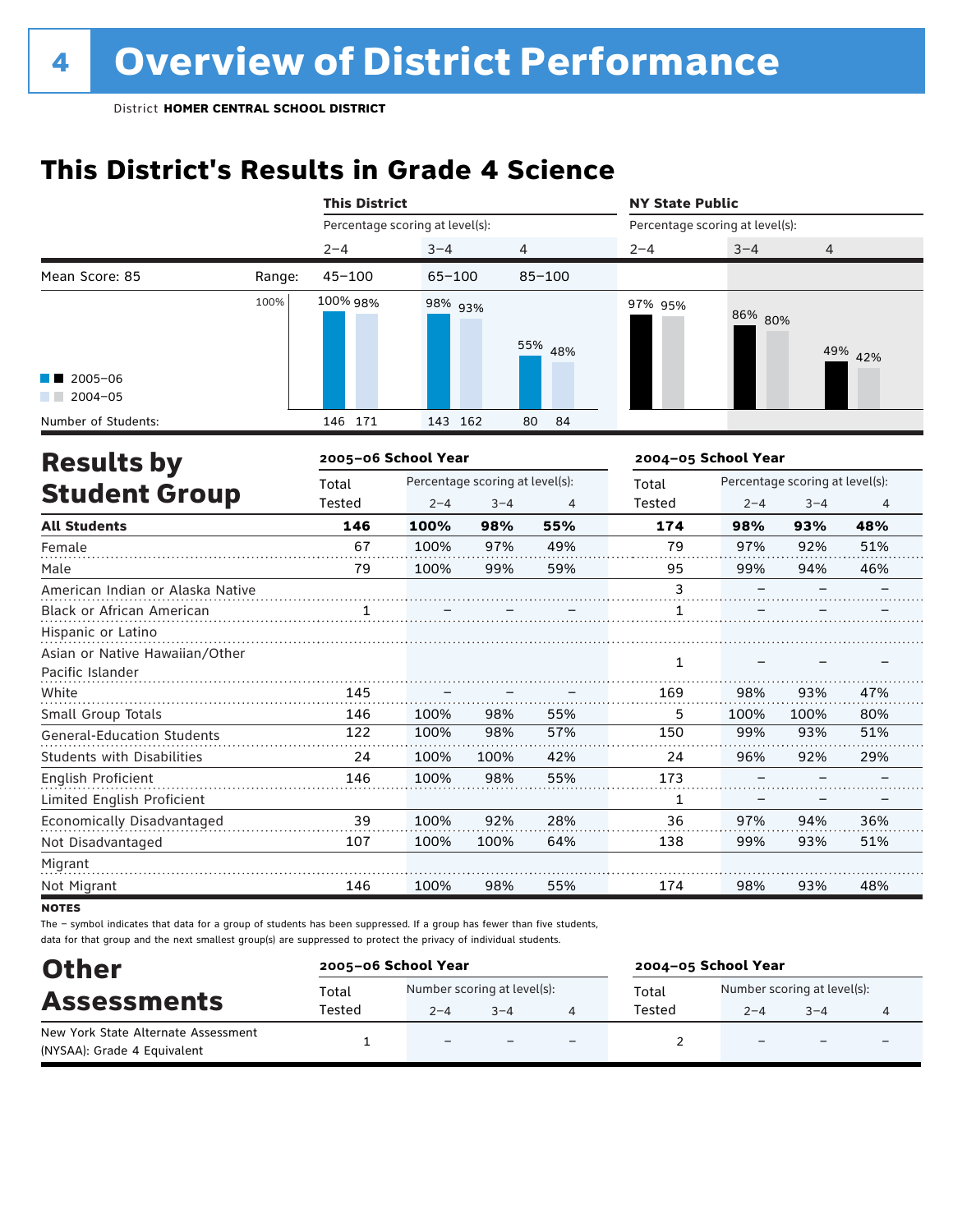# 4 Overview of District Performance

District **HOMER CENTRAL SCHOOL DISTRICT**

## This District's Results in Grade 4 Science

| | | This District | | | NY State Public | | |
|---|---|---|---|---|---|---|---|
| | | Percentage scoring at level(s): | | | Percentage scoring at level(s): | | |
| | | 2–4 | 3–4 | 4 | 2–4 | 3–4 | 4 |
| Mean Score: 85 | Range: | 45–100 | 65–100 | 85–100 | | | |
| 2005–06 | | 100% | 98% | 55% | 97% | 86% | 49% |
| 2004–05 | | 98% | 93% | 48% | 95% | 80% | 42% |
| Number of Students: | 2005–06 | 146 | 143 | 80 | | | |
| | 2004–05 | 171 | 162 | 84 | | | |

## Results by Student Group

| | 2005–06 School Year | | | | 2004–05 School Year | | | |
|---|---|---|---|---|---|---|---|---|
| | Total Tested | Percentage scoring at level(s): 2–4 | 3–4 | 4 | Total Tested | Percentage scoring at level(s): 2–4 | 3–4 | 4 |
| **All Students** | **146** | **100%** | **98%** | **55%** | **174** | **98%** | **93%** | **48%** |
| Female | 67 | 100% | 97% | 49% | 79 | 97% | 92% | 51% |
| Male | 79 | 100% | 99% | 59% | 95 | 99% | 94% | 46% |
| American Indian or Alaska Native | | | | | 3 | – | – | – |
| Black or African American | 1 | – | – | – | 1 | – | – | – |
| Hispanic or Latino | | | | | | | | |
| Asian or Native Hawaiian/Other Pacific Islander | | | | | 1 | – | – | – |
| White | 145 | – | – | – | 169 | 98% | 93% | 47% |
| Small Group Totals | 146 | 100% | 98% | 55% | 5 | 100% | 100% | 80% |
| General-Education Students | 122 | 100% | 98% | 57% | 150 | 99% | 93% | 51% |
| Students with Disabilities | 24 | 100% | 100% | 42% | 24 | 96% | 92% | 29% |
| English Proficient | 146 | 100% | 98% | 55% | 173 | – | – | – |
| Limited English Proficient | | | | | 1 | – | – | – |
| Economically Disadvantaged | 39 | 100% | 92% | 28% | 36 | 97% | 94% | 36% |
| Not Disadvantaged | 107 | 100% | 100% | 64% | 138 | 99% | 93% | 51% |
| Migrant | | | | | | | | |
| Not Migrant | 146 | 100% | 98% | 55% | 174 | 98% | 93% | 48% |

**NOTES**

The – symbol indicates that data for a group of students has been suppressed. If a group has fewer than five students, data for that group and the next smallest group(s) are suppressed to protect the privacy of individual students.

## Other Assessments

| | 2005–06 School Year | | | | 2004–05 School Year | | | |
|---|---|---|---|---|---|---|---|---|
| | Total Tested | Number scoring at level(s): 2–4 | 3–4 | 4 | Total Tested | Number scoring at level(s): 2–4 | 3–4 | 4 |
| New York State Alternate Assessment (NYSAA): Grade 4 Equivalent | 1 | – | – | – | 2 | – | – | – |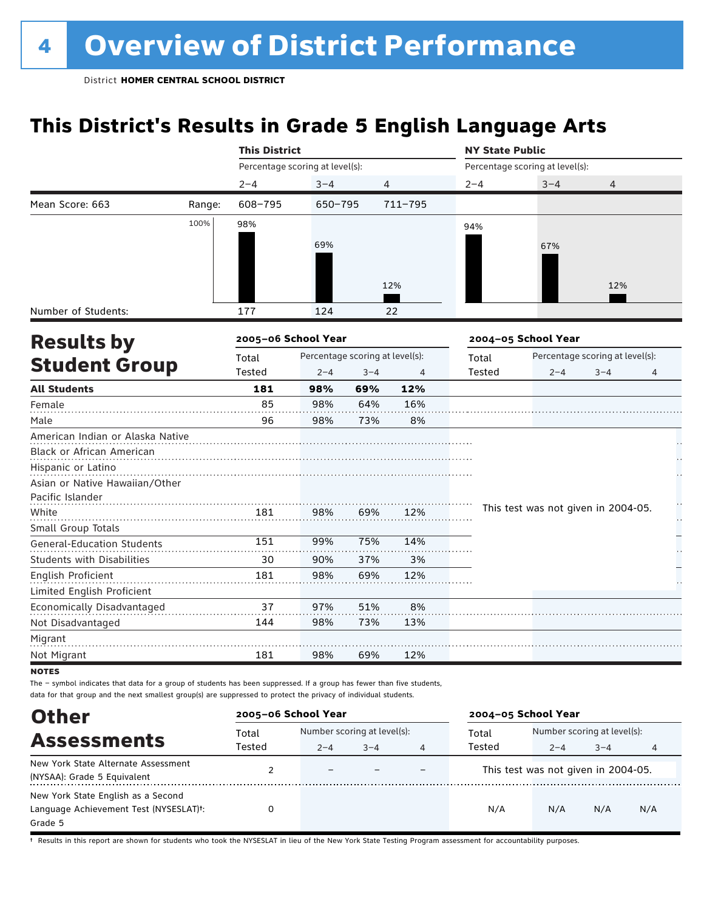# 4 Overview of District Performance

District **HOMER CENTRAL SCHOOL DISTRICT**

## This District's Results in Grade 5 English Language Arts

| | | This District | | | NY State Public | | |
|---|---|---|---|---|---|---|---|
| | | Percentage scoring at level(s): | | | Percentage scoring at level(s): | | |
| | | 2–4 | 3–4 | 4 | 2–4 | 3–4 | 4 |
| Mean Score: 663 | Range: | 608–795 | 650–795 | 711–795 | | | |
| | | 98% | 69% | 12% | 94% | 67% | 12% |
| Number of Students: | | 177 | 124 | 22 | | | |

## Results by Student Group

| | 2005–06 School Year | | | | 2004–05 School Year | | | |
|---|---|---|---|---|---|---|---|---|
| | Total Tested | Percentage scoring at level(s): 2–4 | 3–4 | 4 | Total Tested | Percentage scoring at level(s): 2–4 | 3–4 | 4 |
| **All Students** | **181** | **98%** | **69%** | **12%** | | | | |
| Female | 85 | 98% | 64% | 16% | | | | |
| Male | 96 | 98% | 73% | 8% | | | | |
| American Indian or Alaska Native | | | | | This test was not given in 2004-05. | | | |
| Black or African American | | | | | | | | |
| Hispanic or Latino | | | | | | | | |
| Asian or Native Hawaiian/Other Pacific Islander | | | | | | | | |
| White | 181 | 98% | 69% | 12% | | | | |
| Small Group Totals | | | | | | | | |
| General-Education Students | 151 | 99% | 75% | 14% | | | | |
| Students with Disabilities | 30 | 90% | 37% | 3% | | | | |
| English Proficient | 181 | 98% | 69% | 12% | | | | |
| Limited English Proficient | | | | | | | | |
| Economically Disadvantaged | 37 | 97% | 51% | 8% | | | | |
| Not Disadvantaged | 144 | 98% | 73% | 13% | | | | |
| Migrant | | | | | | | | |
| Not Migrant | 181 | 98% | 69% | 12% | | | | |

**NOTES**

The – symbol indicates that data for a group of students has been suppressed. If a group has fewer than five students, data for that group and the next smallest group(s) are suppressed to protect the privacy of individual students.

## Other Assessments

| | 2005–06 School Year | | | | 2004–05 School Year | | | |
|---|---|---|---|---|---|---|---|---|
| | Total Tested | Number scoring at level(s): 2–4 | 3–4 | 4 | Total Tested | Number scoring at level(s): 2–4 | 3–4 | 4 |
| New York State Alternate Assessment (NYSAA): Grade 5 Equivalent | 2 | – | – | – | This test was not given in 2004-05. | | | |
| New York State English as a Second Language Achievement Test (NYSESLAT)†: Grade 5 | 0 | | | | N/A | N/A | N/A | N/A |

† Results in this report are shown for students who took the NYSESLAT in lieu of the New York State Testing Program assessment for accountability purposes.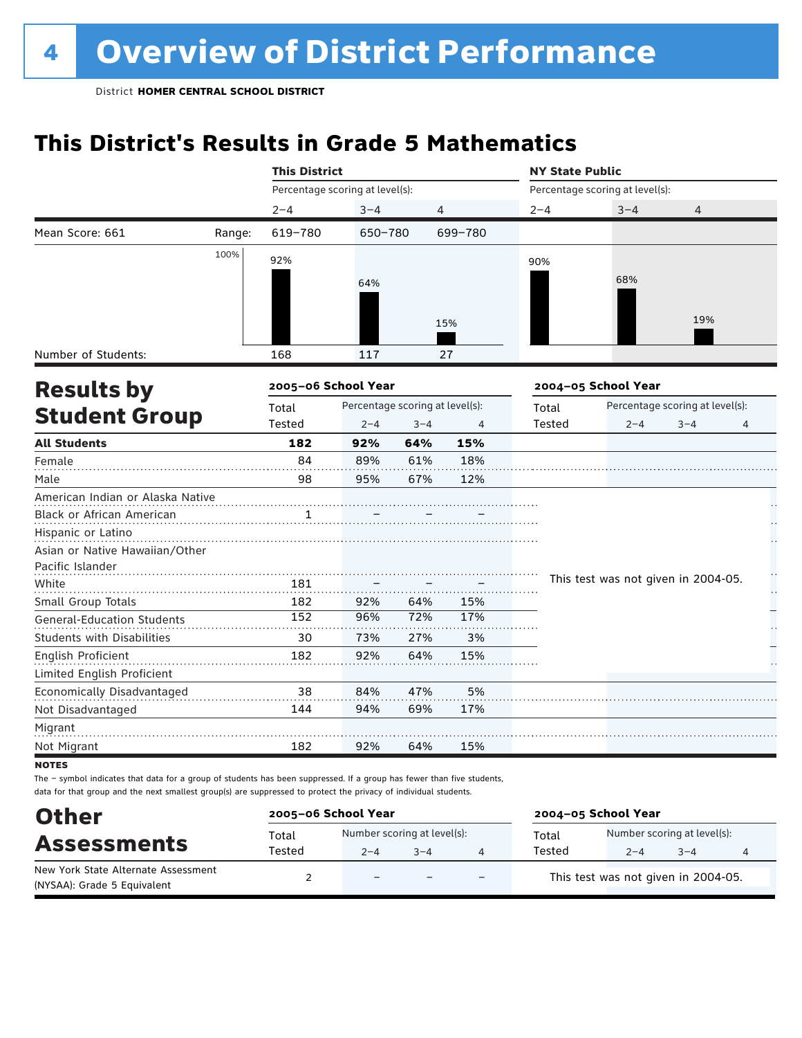# 4 Overview of District Performance

District **HOMER CENTRAL SCHOOL DISTRICT**

## This District's Results in Grade 5 Mathematics

| | | This District | | | NY State Public | | |
|---|---|---|---|---|---|---|---|
| | | Percentage scoring at level(s): | | | Percentage scoring at level(s): | | |
| | | 2–4 | 3–4 | 4 | 2–4 | 3–4 | 4 |
| Mean Score: 661 | Range: | 619–780 | 650–780 | 699–780 | | | |
| | | 92% | 64% | 15% | 90% | 68% | 19% |
| Number of Students: | | 168 | 117 | 27 | | | |

## Results by Student Group

| | 2005–06 School Year | | | | 2004–05 School Year | | | |
|---|---|---|---|---|---|---|---|---|
| | Total Tested | Percentage scoring at level(s): 2–4 | 3–4 | 4 | Total Tested | Percentage scoring at level(s): 2–4 | 3–4 | 4 |
| **All Students** | **182** | **92%** | **64%** | **15%** | | | | |
| Female | 84 | 89% | 61% | 18% | | | | |
| Male | 98 | 95% | 67% | 12% | | | | |
| American Indian or Alaska Native | | | | | This test was not given in 2004-05. | | | |
| Black or African American | 1 | – | – | – | | | | |
| Hispanic or Latino | | | | | | | | |
| Asian or Native Hawaiian/Other Pacific Islander | | | | | | | | |
| White | 181 | – | – | – | | | | |
| Small Group Totals | 182 | 92% | 64% | 15% | | | | |
| General-Education Students | 152 | 96% | 72% | 17% | | | | |
| Students with Disabilities | 30 | 73% | 27% | 3% | | | | |
| English Proficient | 182 | 92% | 64% | 15% | | | | |
| Limited English Proficient | | | | | | | | |
| Economically Disadvantaged | 38 | 84% | 47% | 5% | | | | |
| Not Disadvantaged | 144 | 94% | 69% | 17% | | | | |
| Migrant | | | | | | | | |
| Not Migrant | 182 | 92% | 64% | 15% | | | | |

**NOTES**

The – symbol indicates that data for a group of students has been suppressed. If a group has fewer than five students, data for that group and the next smallest group(s) are suppressed to protect the privacy of individual students.

## Other Assessments

| | 2005–06 School Year | | | | 2004–05 School Year | | | |
|---|---|---|---|---|---|---|---|---|
| | Total Tested | Number scoring at level(s): 2–4 | 3–4 | 4 | Total Tested | Number scoring at level(s): 2–4 | 3–4 | 4 |
| New York State Alternate Assessment (NYSAA): Grade 5 Equivalent | 2 | – | – | – | This test was not given in 2004-05. | | | |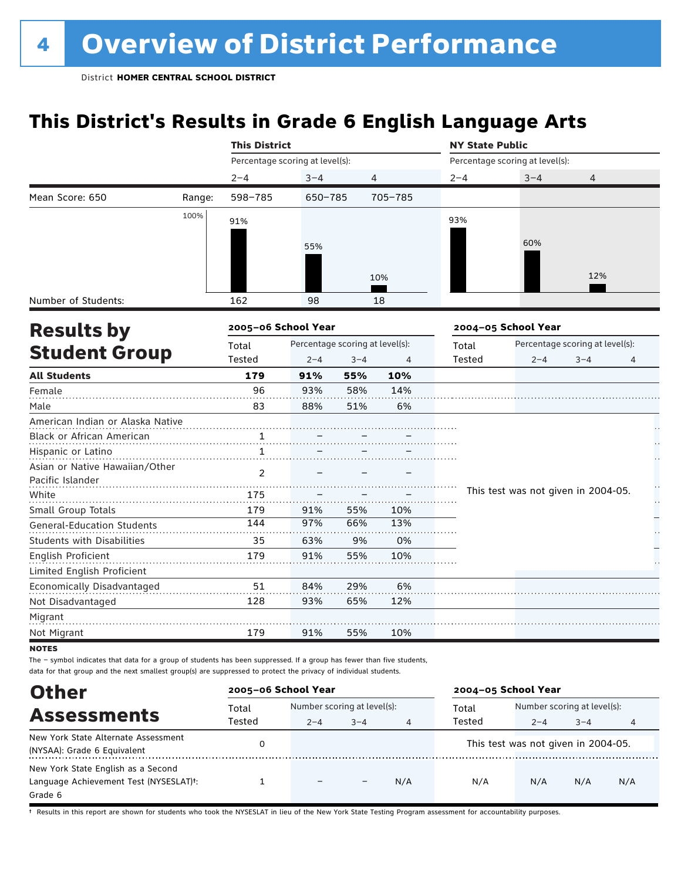# 4 Overview of District Performance

District **HOMER CENTRAL SCHOOL DISTRICT**

## This District's Results in Grade 6 English Language Arts

| | | This District | | | NY State Public | | |
|---|---|---|---|---|---|---|---|
| | | Percentage scoring at level(s): | | | Percentage scoring at level(s): | | |
| | | 2–4 | 3–4 | 4 | 2–4 | 3–4 | 4 |
| Mean Score: 650 | Range: | 598–785 | 650–785 | 705–785 | | | |
| | 100% | 91% | 55% | 10% | 93% | 60% | 12% |
| Number of Students: | | 162 | 98 | 18 | | | |

## Results by Student Group

| | 2005–06 School Year | | | | 2004–05 School Year | | | |
|---|---|---|---|---|---|---|---|---|
| | Total Tested | Percentage scoring at level(s): 2–4 | 3–4 | 4 | Total Tested | Percentage scoring at level(s): 2–4 | 3–4 | 4 |
| **All Students** | **179** | **91%** | **55%** | **10%** | | | | |
| Female | 96 | 93% | 58% | 14% | | | | |
| Male | 83 | 88% | 51% | 6% | | | | |
| American Indian or Alaska Native | | | | | This test was not given in 2004-05. | | | |
| Black or African American | 1 | – | – | – | | | | |
| Hispanic or Latino | 1 | – | – | – | | | | |
| Asian or Native Hawaiian/Other Pacific Islander | 2 | – | – | – | | | | |
| White | 175 | – | – | – | | | | |
| Small Group Totals | 179 | 91% | 55% | 10% | | | | |
| General-Education Students | 144 | 97% | 66% | 13% | | | | |
| Students with Disabilities | 35 | 63% | 9% | 0% | | | | |
| English Proficient | 179 | 91% | 55% | 10% | | | | |
| Limited English Proficient | | | | | | | | |
| Economically Disadvantaged | 51 | 84% | 29% | 6% | | | | |
| Not Disadvantaged | 128 | 93% | 65% | 12% | | | | |
| Migrant | | | | | | | | |
| Not Migrant | 179 | 91% | 55% | 10% | | | | |

**NOTES**

The – symbol indicates that data for a group of students has been suppressed. If a group has fewer than five students, data for that group and the next smallest group(s) are suppressed to protect the privacy of individual students.

## Other Assessments

| | 2005–06 School Year | | | | 2004–05 School Year | | | |
|---|---|---|---|---|---|---|---|---|
| | Total Tested | Number scoring at level(s): 2–4 | 3–4 | 4 | Total Tested | Number scoring at level(s): 2–4 | 3–4 | 4 |
| New York State Alternate Assessment (NYSAA): Grade 6 Equivalent | 0 | | | | This test was not given in 2004-05. | | | |
| New York State English as a Second Language Achievement Test (NYSESLAT)†: Grade 6 | 1 | – | – | N/A | N/A | N/A | N/A | N/A |

† Results in this report are shown for students who took the NYSESLAT in lieu of the New York State Testing Program assessment for accountability purposes.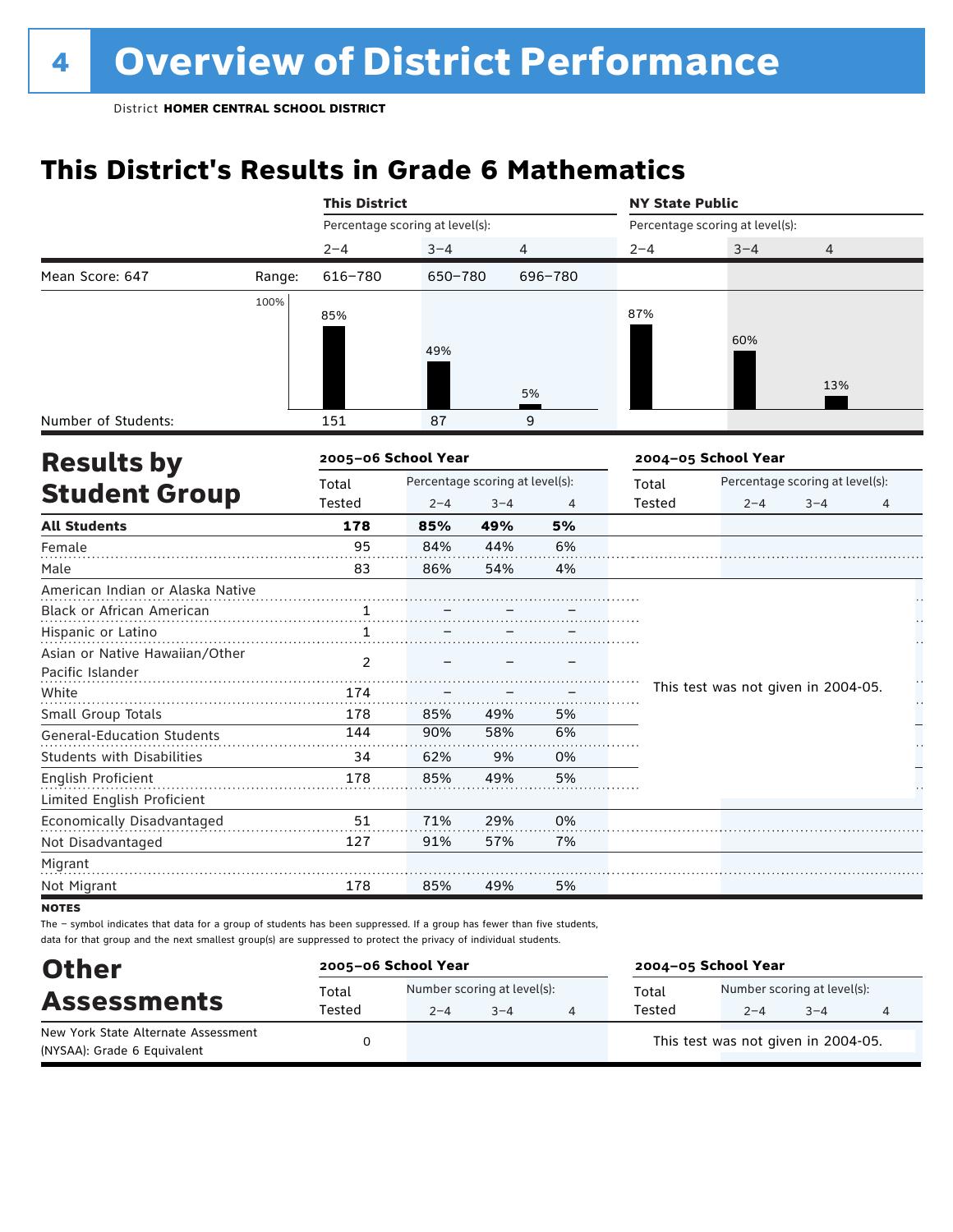# 4 Overview of District Performance

District **HOMER CENTRAL SCHOOL DISTRICT**

## This District's Results in Grade 6 Mathematics

| | | This District | | | NY State Public | | |
|---|---|---|---|---|---|---|---|
| | | Percentage scoring at level(s): | | | Percentage scoring at level(s): | | |
| | | 2–4 | 3–4 | 4 | 2–4 | 3–4 | 4 |
| Mean Score: 647 | Range: | 616–780 | 650–780 | 696–780 | | | |
| | | 85% | 49% | 5% | 87% | 60% | 13% |
| Number of Students: | | 151 | 87 | 9 | | | |

## Results by Student Group

| | 2005–06 School Year | | | | 2004–05 School Year | | | |
|---|---|---|---|---|---|---|---|---|
| | Total Tested | Percentage scoring at level(s): 2–4 | 3–4 | 4 | Total Tested | Percentage scoring at level(s): 2–4 | 3–4 | 4 |
| **All Students** | **178** | **85%** | **49%** | **5%** | | | | |
| Female | 95 | 84% | 44% | 6% | | | | |
| Male | 83 | 86% | 54% | 4% | | | | |
| American Indian or Alaska Native | | | | | This test was not given in 2004-05. | | | |
| Black or African American | 1 | – | – | – | | | | |
| Hispanic or Latino | 1 | – | – | – | | | | |
| Asian or Native Hawaiian/Other Pacific Islander | 2 | – | – | – | | | | |
| White | 174 | – | – | – | | | | |
| Small Group Totals | 178 | 85% | 49% | 5% | | | | |
| General-Education Students | 144 | 90% | 58% | 6% | | | | |
| Students with Disabilities | 34 | 62% | 9% | 0% | | | | |
| English Proficient | 178 | 85% | 49% | 5% | | | | |
| Limited English Proficient | | | | | | | | |
| Economically Disadvantaged | 51 | 71% | 29% | 0% | | | | |
| Not Disadvantaged | 127 | 91% | 57% | 7% | | | | |
| Migrant | | | | | | | | |
| Not Migrant | 178 | 85% | 49% | 5% | | | | |

**NOTES**

The – symbol indicates that data for a group of students has been suppressed. If a group has fewer than five students, data for that group and the next smallest group(s) are suppressed to protect the privacy of individual students.

## Other Assessments

| | 2005–06 School Year | | | | 2004–05 School Year | | | |
|---|---|---|---|---|---|---|---|---|
| | Total Tested | Number scoring at level(s): 2–4 | 3–4 | 4 | Total Tested | Number scoring at level(s): 2–4 | 3–4 | 4 |
| New York State Alternate Assessment (NYSAA): Grade 6 Equivalent | 0 | | | | This test was not given in 2004-05. | | | |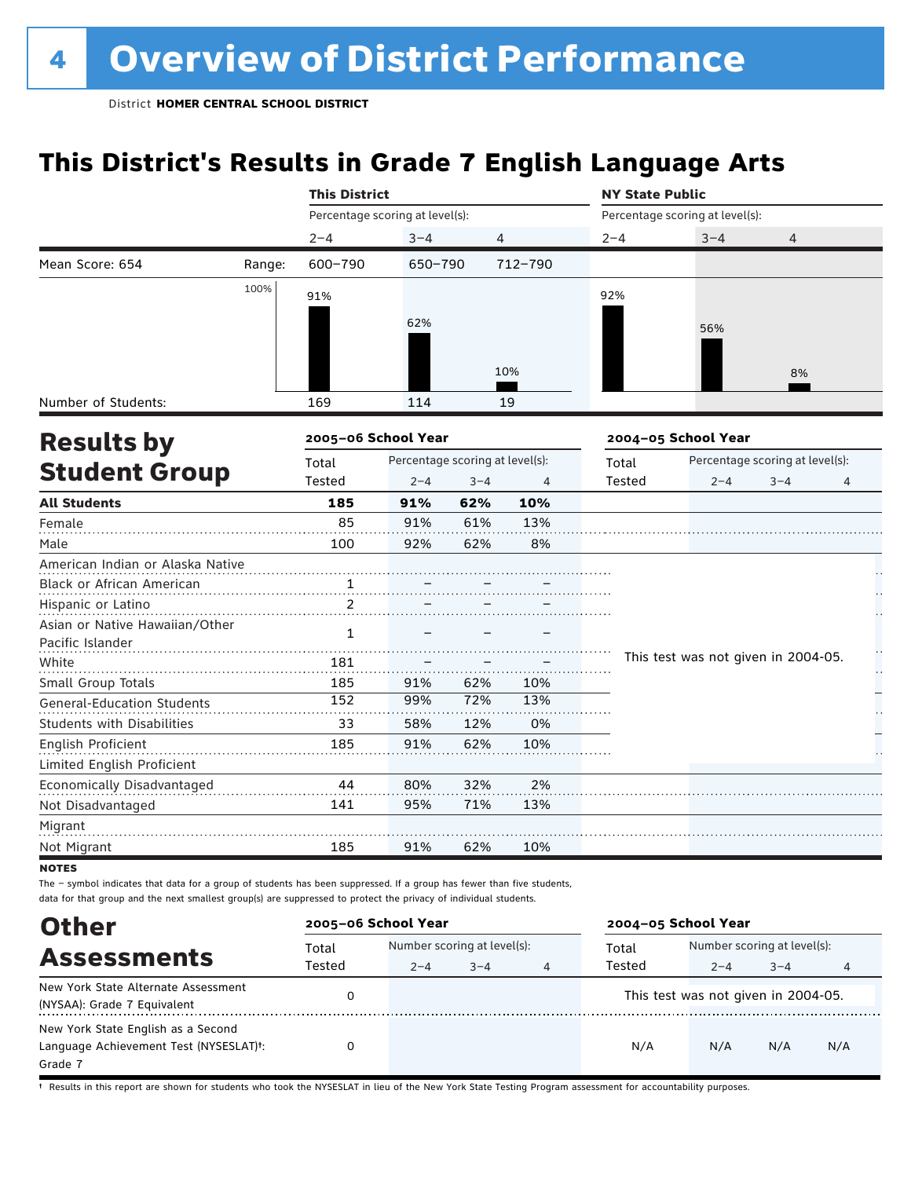# 4 Overview of District Performance

District **HOMER CENTRAL SCHOOL DISTRICT**

## This District's Results in Grade 7 English Language Arts

| | | This District | | | NY State Public | | |
|---|---|---|---|---|---|---|---|
| | | Percentage scoring at level(s): | | | Percentage scoring at level(s): | | |
| | | 2–4 | 3–4 | 4 | 2–4 | 3–4 | 4 |
| Mean Score: 654 | Range: | 600–790 | 650–790 | 712–790 | | | |
| | | 91% | 62% | 10% | 92% | 56% | 8% |
| Number of Students: | | 169 | 114 | 19 | | | |

## Results by Student Group

| | 2005–06 School Year | | | | 2004–05 School Year | | | |
|---|---|---|---|---|---|---|---|---|
| | Total Tested | Percentage scoring at level(s): 2–4 | 3–4 | 4 | Total Tested | Percentage scoring at level(s): 2–4 | 3–4 | 4 |
| **All Students** | **185** | **91%** | **62%** | **10%** | | | | |
| Female | 85 | 91% | 61% | 13% | | | | |
| Male | 100 | 92% | 62% | 8% | | | | |
| American Indian or Alaska Native | | | | | This test was not given in 2004-05. | | | |
| Black or African American | 1 | – | – | – | | | | |
| Hispanic or Latino | 2 | – | – | – | | | | |
| Asian or Native Hawaiian/Other Pacific Islander | 1 | – | – | – | | | | |
| White | 181 | – | – | – | | | | |
| Small Group Totals | 185 | 91% | 62% | 10% | | | | |
| General-Education Students | 152 | 99% | 72% | 13% | | | | |
| Students with Disabilities | 33 | 58% | 12% | 0% | | | | |
| English Proficient | 185 | 91% | 62% | 10% | | | | |
| Limited English Proficient | | | | | | | | |
| Economically Disadvantaged | 44 | 80% | 32% | 2% | | | | |
| Not Disadvantaged | 141 | 95% | 71% | 13% | | | | |
| Migrant | | | | | | | | |
| Not Migrant | 185 | 91% | 62% | 10% | | | | |

**NOTES**

The – symbol indicates that data for a group of students has been suppressed. If a group has fewer than five students, data for that group and the next smallest group(s) are suppressed to protect the privacy of individual students.

## Other Assessments

| | 2005–06 School Year | | | | 2004–05 School Year | | | |
|---|---|---|---|---|---|---|---|---|
| | Total Tested | Number scoring at level(s): 2–4 | 3–4 | 4 | Total Tested | Number scoring at level(s): 2–4 | 3–4 | 4 |
| New York State Alternate Assessment (NYSAA): Grade 7 Equivalent | 0 | | | | This test was not given in 2004-05. | | | |
| New York State English as a Second Language Achievement Test (NYSESLAT)†: Grade 7 | 0 | | | | N/A | N/A | N/A | N/A |

† Results in this report are shown for students who took the NYSESLAT in lieu of the New York State Testing Program assessment for accountability purposes.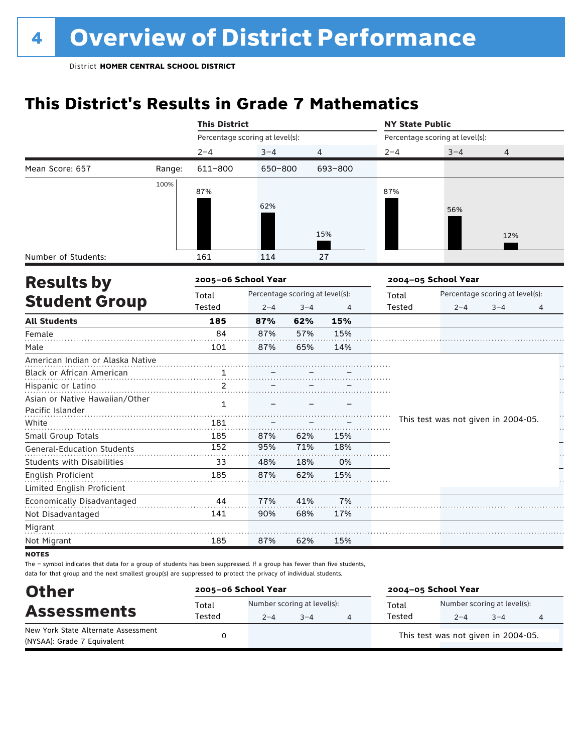# 4 Overview of District Performance

District **HOMER CENTRAL SCHOOL DISTRICT**

## This District's Results in Grade 7 Mathematics

| | | This District | | | NY State Public | | |
|---|---|---|---|---|---|---|---|
| | | Percentage scoring at level(s): | | | Percentage scoring at level(s): | | |
| | | 2–4 | 3–4 | 4 | 2–4 | 3–4 | 4 |
| Mean Score: 657 | Range: | 611–800 | 650–800 | 693–800 | | | |
| | | 87% | 62% | 15% | 87% | 56% | 12% |
| Number of Students: | | 161 | 114 | 27 | | | |

## Results by Student Group

| | 2005–06 School Year | | | | 2004–05 School Year | | | |
|---|---|---|---|---|---|---|---|---|
| | Total Tested | Percentage scoring at level(s): 2–4 | 3–4 | 4 | Total Tested | Percentage scoring at level(s): 2–4 | 3–4 | 4 |
| **All Students** | **185** | **87%** | **62%** | **15%** | | | | |
| Female | 84 | 87% | 57% | 15% | | | | |
| Male | 101 | 87% | 65% | 14% | | | | |
| American Indian or Alaska Native | | | | | This test was not given in 2004-05. | | | |
| Black or African American | 1 | – | – | – | | | | |
| Hispanic or Latino | 2 | – | – | – | | | | |
| Asian or Native Hawaiian/Other Pacific Islander | 1 | – | – | – | | | | |
| White | 181 | – | – | – | | | | |
| Small Group Totals | 185 | 87% | 62% | 15% | | | | |
| General-Education Students | 152 | 95% | 71% | 18% | | | | |
| Students with Disabilities | 33 | 48% | 18% | 0% | | | | |
| English Proficient | 185 | 87% | 62% | 15% | | | | |
| Limited English Proficient | | | | | | | | |
| Economically Disadvantaged | 44 | 77% | 41% | 7% | | | | |
| Not Disadvantaged | 141 | 90% | 68% | 17% | | | | |
| Migrant | | | | | | | | |
| Not Migrant | 185 | 87% | 62% | 15% | | | | |

**NOTES**

The – symbol indicates that data for a group of students has been suppressed. If a group has fewer than five students, data for that group and the next smallest group(s) are suppressed to protect the privacy of individual students.

## Other Assessments

| | 2005–06 School Year | | | | 2004–05 School Year | | | |
|---|---|---|---|---|---|---|---|---|
| | Total Tested | Number scoring at level(s): 2–4 | 3–4 | 4 | Total Tested | Number scoring at level(s): 2–4 | 3–4 | 4 |
| New York State Alternate Assessment (NYSAA): Grade 7 Equivalent | 0 | | | | This test was not given in 2004-05. | | | |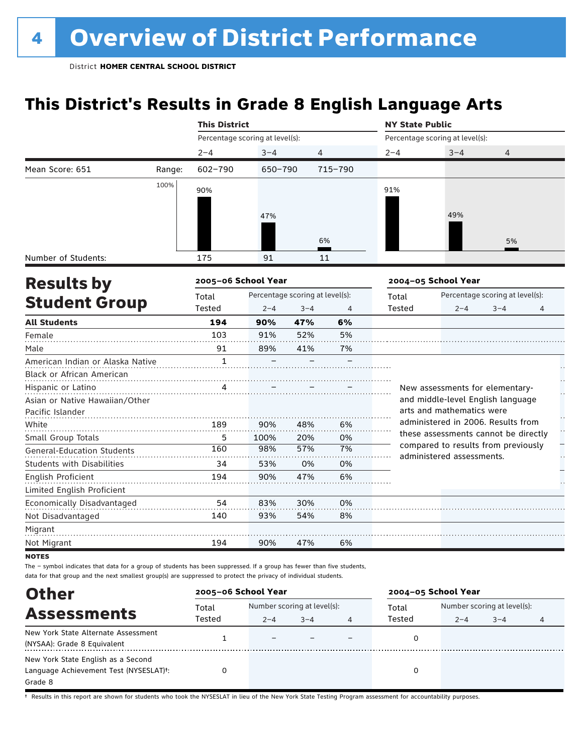# 4 Overview of District Performance

District **HOMER CENTRAL SCHOOL DISTRICT**

## This District's Results in Grade 8 English Language Arts

| | | This District | | | NY State Public | | |
|---|---|---|---|---|---|---|---|
| | | Percentage scoring at level(s): | | | Percentage scoring at level(s): | | |
| | | 2–4 | 3–4 | 4 | 2–4 | 3–4 | 4 |
| Mean Score: 651 | Range: | 602–790 | 650–790 | 715–790 | | | |
| | | 90% | 47% | 6% | 91% | 49% | 5% |
| Number of Students: | | 175 | 91 | 11 | | | |

## Results by Student Group

| | 2005–06 School Year | | | | 2004–05 School Year | | | |
|---|---|---|---|---|---|---|---|---|
| | Total Tested | Percentage scoring at level(s): 2–4 | 3–4 | 4 | Total Tested | Percentage scoring at level(s): 2–4 | 3–4 | 4 |
| **All Students** | **194** | **90%** | **47%** | **6%** | | | | |
| Female | 103 | 91% | 52% | 5% | | | | |
| Male | 91 | 89% | 41% | 7% | | | | |
| American Indian or Alaska Native | 1 | – | – | – | | | | |
| Black or African American | | | | | | | | |
| Hispanic or Latino | 4 | – | – | – | | | | |
| Asian or Native Hawaiian/Other Pacific Islander | | | | | | | | |
| White | 189 | 90% | 48% | 6% | | | | |
| Small Group Totals | 5 | 100% | 20% | 0% | | | | |
| General-Education Students | 160 | 98% | 57% | 7% | | | | |
| Students with Disabilities | 34 | 53% | 0% | 0% | | | | |
| English Proficient | 194 | 90% | 47% | 6% | | | | |
| Limited English Proficient | | | | | | | | |
| Economically Disadvantaged | 54 | 83% | 30% | 0% | | | | |
| Not Disadvantaged | 140 | 93% | 54% | 8% | | | | |
| Migrant | | | | | | | | |
| Not Migrant | 194 | 90% | 47% | 6% | | | | |

New assessments for elementary- and middle-level English language arts and mathematics were administered in 2006. Results from these assessments cannot be directly compared to results from previously administered assessments.

**NOTES**

The – symbol indicates that data for a group of students has been suppressed. If a group has fewer than five students, data for that group and the next smallest group(s) are suppressed to protect the privacy of individual students.

## Other Assessments

| | 2005–06 School Year | | | | 2004–05 School Year | | | |
|---|---|---|---|---|---|---|---|---|
| | Total Tested | Number scoring at level(s): 2–4 | 3–4 | 4 | Total Tested | Number scoring at level(s): 2–4 | 3–4 | 4 |
| New York State Alternate Assessment (NYSAA): Grade 8 Equivalent | 1 | – | – | – | 0 | | | |
| New York State English as a Second Language Achievement Test (NYSESLAT)†: Grade 8 | 0 | | | | 0 | | | |

† Results in this report are shown for students who took the NYSESLAT in lieu of the New York State Testing Program assessment for accountability purposes.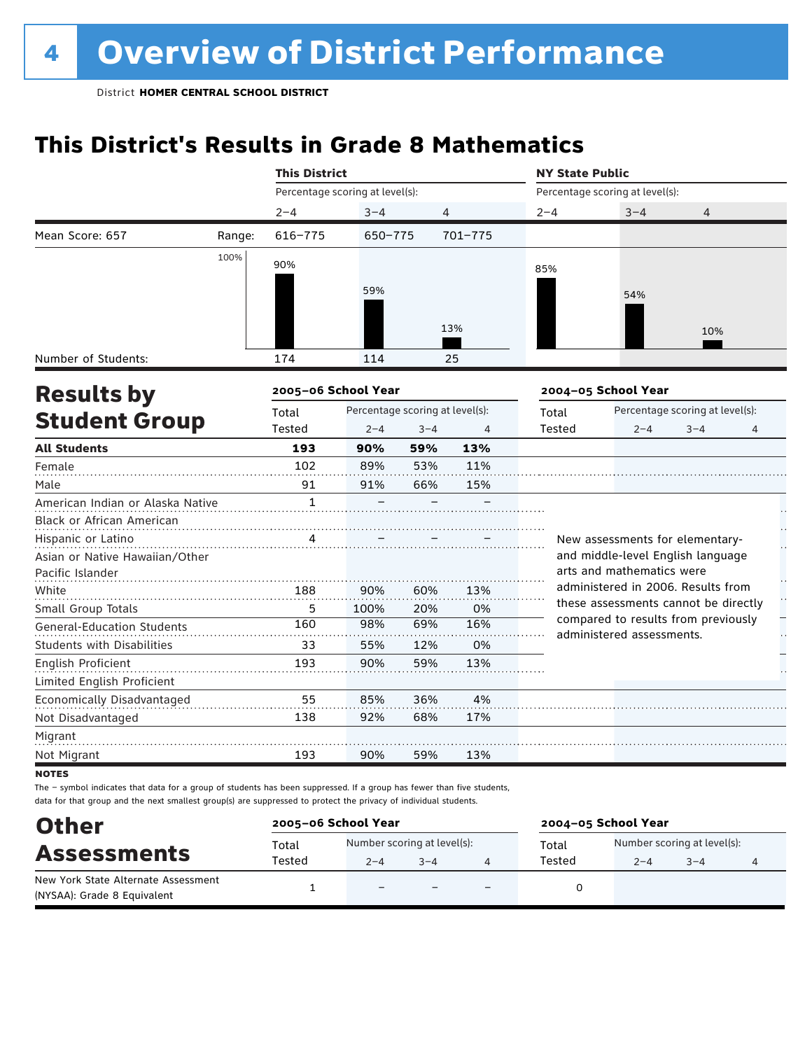# 4 Overview of District Performance

District **HOMER CENTRAL SCHOOL DISTRICT**

## This District's Results in Grade 8 Mathematics

| | | This District | | | NY State Public | | |
|---|---|---|---|---|---|---|---|
| | | Percentage scoring at level(s): | | | Percentage scoring at level(s): | | |
| | | 2–4 | 3–4 | 4 | 2–4 | 3–4 | 4 |
| Mean Score: 657 | Range: | 616–775 | 650–775 | 701–775 | | | |
| | | 90% | 59% | 13% | 85% | 54% | 10% |
| Number of Students: | | 174 | 114 | 25 | | | |

## Results by Student Group

| | 2005–06 School Year | | | | 2004–05 School Year | | | |
|---|---|---|---|---|---|---|---|---|
| | Total Tested | Percentage scoring at level(s): 2–4 | 3–4 | 4 | Total Tested | Percentage scoring at level(s): 2–4 | 3–4 | 4 |
| **All Students** | **193** | **90%** | **59%** | **13%** | | | | |
| Female | 102 | 89% | 53% | 11% | | | | |
| Male | 91 | 91% | 66% | 15% | | | | |
| American Indian or Alaska Native | 1 | – | – | – | | | | |
| Black or African American | | | | | | | | |
| Hispanic or Latino | 4 | – | – | – | | | | |
| Asian or Native Hawaiian/Other Pacific Islander | | | | | | | | |
| White | 188 | 90% | 60% | 13% | | | | |
| Small Group Totals | 5 | 100% | 20% | 0% | | | | |
| General-Education Students | 160 | 98% | 69% | 16% | | | | |
| Students with Disabilities | 33 | 55% | 12% | 0% | | | | |
| English Proficient | 193 | 90% | 59% | 13% | | | | |
| Limited English Proficient | | | | | | | | |
| Economically Disadvantaged | 55 | 85% | 36% | 4% | | | | |
| Not Disadvantaged | 138 | 92% | 68% | 17% | | | | |
| Migrant | | | | | | | | |
| Not Migrant | 193 | 90% | 59% | 13% | | | | |

New assessments for elementary- and middle-level English language arts and mathematics were administered in 2006. Results from these assessments cannot be directly compared to results from previously administered assessments.

**NOTES**

The – symbol indicates that data for a group of students has been suppressed. If a group has fewer than five students, data for that group and the next smallest group(s) are suppressed to protect the privacy of individual students.

## Other Assessments

| | 2005–06 School Year | | | | 2004–05 School Year | | | |
|---|---|---|---|---|---|---|---|---|
| | Total Tested | Number scoring at level(s): 2–4 | 3–4 | 4 | Total Tested | Number scoring at level(s): 2–4 | 3–4 | 4 |
| New York State Alternate Assessment (NYSAA): Grade 8 Equivalent | 1 | – | – | – | 0 | | | |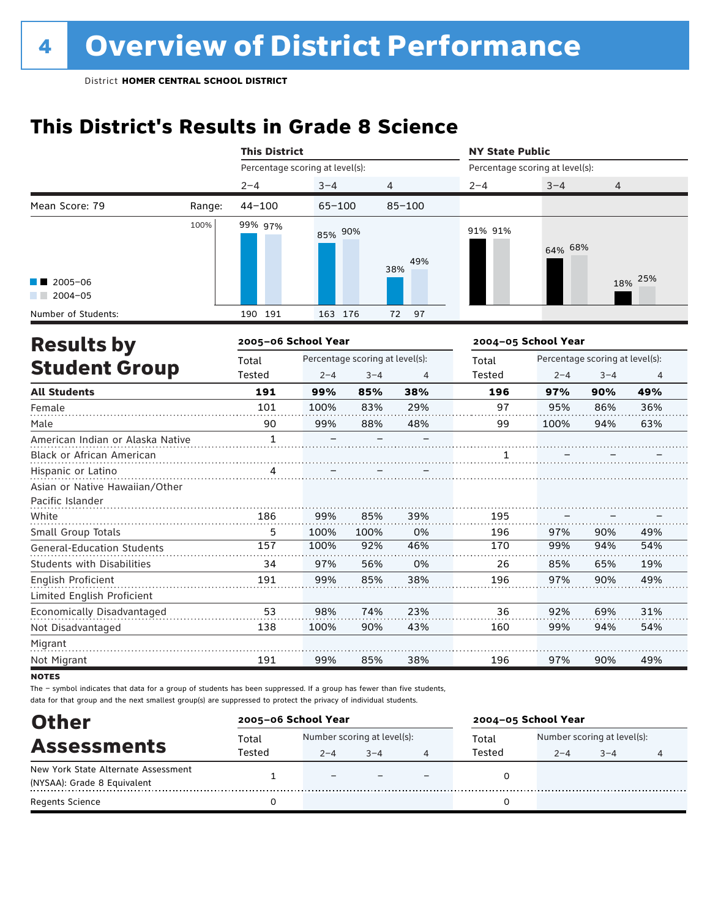# 4 Overview of District Performance

District **HOMER CENTRAL SCHOOL DISTRICT**

## This District's Results in Grade 8 Science

| | | This District | | | NY State Public | | |
|---|---|---|---|---|---|---|---|
| | | Percentage scoring at level(s): | | | Percentage scoring at level(s): | | |
| | | 2–4 | 3–4 | 4 | 2–4 | 3–4 | 4 |
| Mean Score: 79 | Range: | 44–100 | 65–100 | 85–100 | | | |
| 2005–06 | | 99% | 85% | 38% | 91% | 64% | 18% |
| 2004–05 | | 97% | 90% | 49% | 91% | 68% | 25% |
| Number of Students (2005–06): | | 190 | 163 | 72 | | | |
| Number of Students (2004–05): | | 191 | 176 | 97 | | | |

## Results by Student Group

| | 2005–06 School Year | | | | 2004–05 School Year | | | |
|---|---|---|---|---|---|---|---|---|
| | Total Tested | Percentage scoring at level(s): 2–4 | 3–4 | 4 | Total Tested | Percentage scoring at level(s): 2–4 | 3–4 | 4 |
| **All Students** | **191** | **99%** | **85%** | **38%** | **196** | **97%** | **90%** | **49%** |
| Female | 101 | 100% | 83% | 29% | 97 | 95% | 86% | 36% |
| Male | 90 | 99% | 88% | 48% | 99 | 100% | 94% | 63% |
| American Indian or Alaska Native | 1 | – | – | – | | | | |
| Black or African American | | | | | 1 | – | – | – |
| Hispanic or Latino | 4 | – | – | – | | | | |
| Asian or Native Hawaiian/Other Pacific Islander | | | | | | | | |
| White | 186 | 99% | 85% | 39% | 195 | – | – | – |
| Small Group Totals | 5 | 100% | 100% | 0% | 196 | 97% | 90% | 49% |
| General-Education Students | 157 | 100% | 92% | 46% | 170 | 99% | 94% | 54% |
| Students with Disabilities | 34 | 97% | 56% | 0% | 26 | 85% | 65% | 19% |
| English Proficient | 191 | 99% | 85% | 38% | 196 | 97% | 90% | 49% |
| Limited English Proficient | | | | | | | | |
| Economically Disadvantaged | 53 | 98% | 74% | 23% | 36 | 92% | 69% | 31% |
| Not Disadvantaged | 138 | 100% | 90% | 43% | 160 | 99% | 94% | 54% |
| Migrant | | | | | | | | |
| Not Migrant | 191 | 99% | 85% | 38% | 196 | 97% | 90% | 49% |

**NOTES**

The – symbol indicates that data for a group of students has been suppressed. If a group has fewer than five students, data for that group and the next smallest group(s) are suppressed to protect the privacy of individual students.

## Other Assessments

| | 2005–06 School Year | | | | 2004–05 School Year | | | |
|---|---|---|---|---|---|---|---|---|
| | Total Tested | Number scoring at level(s): 2–4 | 3–4 | 4 | Total Tested | Number scoring at level(s): 2–4 | 3–4 | 4 |
| New York State Alternate Assessment (NYSAA): Grade 8 Equivalent | 1 | – | – | – | 0 | | | |
| Regents Science | 0 | | | | 0 | | | |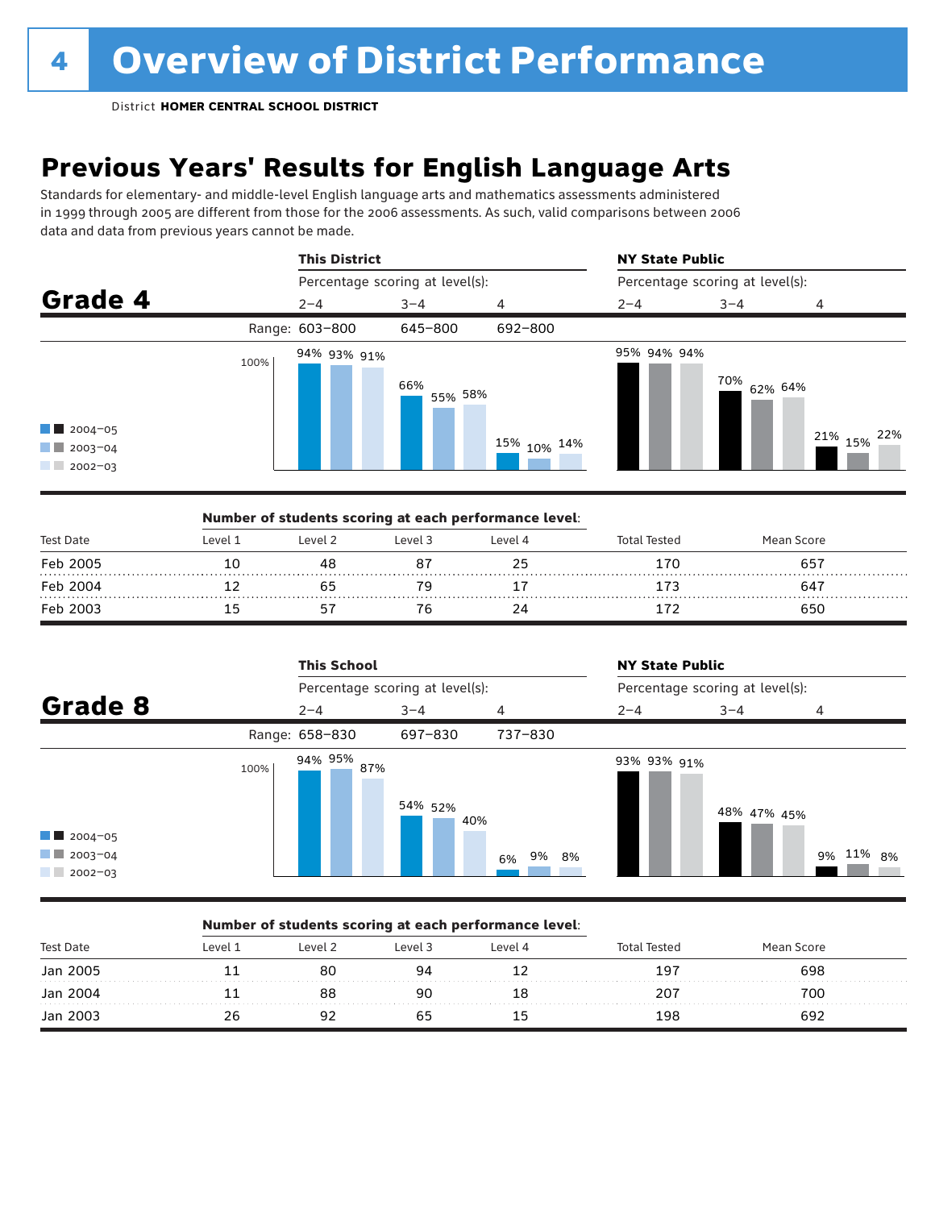# Overview of District Performance

District **HOMER CENTRAL SCHOOL DISTRICT**

## Previous Years' Results for English Language Arts

Standards for elementary- and middle-level English language arts and mathematics assessments administered in 1999 through 2005 are different from those for the 2006 assessments. As such, valid comparisons between 2006 data and data from previous years cannot be made.

### Grade 4

| | This District | | | NY State Public | | |
|---|---|---|---|---|---|---|
| | Percentage scoring at level(s): | | | Percentage scoring at level(s): | | |
| | 2–4 | 3–4 | 4 | 2–4 | 3–4 | 4 |
| Range: | 603–800 | 645–800 | 692–800 | | | |
| 2004–05 | 94% | 66% | 15% | 95% | 70% | 21% |
| 2003–04 | 93% | 55% | 10% | 94% | 62% | 15% |
| 2002–03 | 91% | 58% | 14% | 94% | 64% | 22% |

**Number of students scoring at each performance level:**

| Test Date | Level 1 | Level 2 | Level 3 | Level 4 | Total Tested | Mean Score |
|---|---|---|---|---|---|---|
| Feb 2005 | 10 | 48 | 87 | 25 | 170 | 657 |
| Feb 2004 | 12 | 65 | 79 | 17 | 173 | 647 |
| Feb 2003 | 15 | 57 | 76 | 24 | 172 | 650 |

### Grade 8

| | This School | | | NY State Public | | |
|---|---|---|---|---|---|---|
| | Percentage scoring at level(s): | | | Percentage scoring at level(s): | | |
| | 2–4 | 3–4 | 4 | 2–4 | 3–4 | 4 |
| Range: | 658–830 | 697–830 | 737–830 | | | |
| 2004–05 | 94% | 54% | 6% | 93% | 48% | 9% |
| 2003–04 | 95% | 52% | 9% | 93% | 47% | 11% |
| 2002–03 | 87% | 40% | 8% | 91% | 45% | 8% |

**Number of students scoring at each performance level:**

| Test Date | Level 1 | Level 2 | Level 3 | Level 4 | Total Tested | Mean Score |
|---|---|---|---|---|---|---|
| Jan 2005 | 11 | 80 | 94 | 12 | 197 | 698 |
| Jan 2004 | 11 | 88 | 90 | 18 | 207 | 700 |
| Jan 2003 | 26 | 92 | 65 | 15 | 198 | 692 |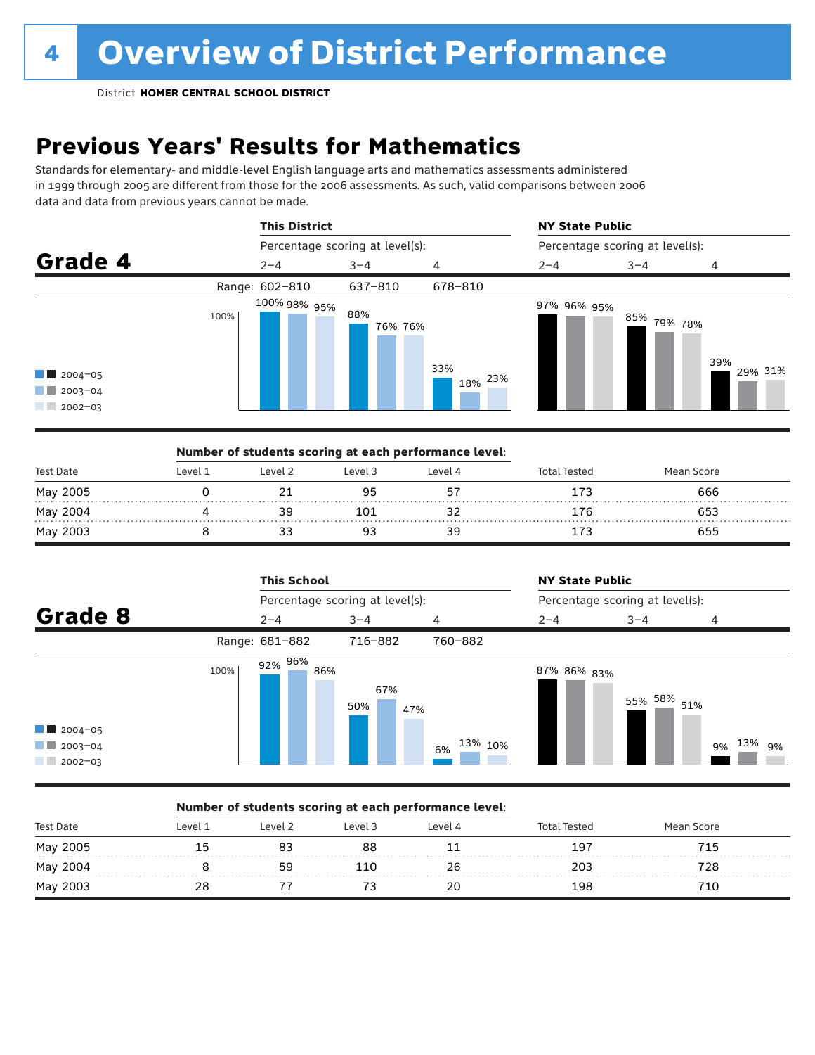# Overview of District Performance

District **HOMER CENTRAL SCHOOL DISTRICT**

## Previous Years' Results for Mathematics

Standards for elementary- and middle-level English language arts and mathematics assessments administered in 1999 through 2005 are different from those for the 2006 assessments. As such, valid comparisons between 2006 data and data from previous years cannot be made.

### Grade 4

| | This District | | | NY State Public | | |
|---|---|---|---|---|---|---|
| Percentage scoring at level(s): | 2–4 | 3–4 | 4 | 2–4 | 3–4 | 4 |
| Range: | 602–810 | 637–810 | 678–810 | | | |
| 2004–05 | 100% | 88% | 33% | 97% | 85% | 39% |
| 2003–04 | 98% | 76% | 18% | 96% | 79% | 29% |
| 2002–03 | 95% | 76% | 23% | 95% | 78% | 31% |

**Number of students scoring at each performance level:**

| Test Date | Level 1 | Level 2 | Level 3 | Level 4 | Total Tested | Mean Score |
|---|---|---|---|---|---|---|
| May 2005 | 0 | 21 | 95 | 57 | 173 | 666 |
| May 2004 | 4 | 39 | 101 | 32 | 176 | 653 |
| May 2003 | 8 | 33 | 93 | 39 | 173 | 655 |

### Grade 8

| | This School | | | NY State Public | | |
|---|---|---|---|---|---|---|
| Percentage scoring at level(s): | 2–4 | 3–4 | 4 | 2–4 | 3–4 | 4 |
| Range: | 681–882 | 716–882 | 760–882 | | | |
| 2004–05 | 92% | 50% | 6% | 87% | 55% | 9% |
| 2003–04 | 96% | 67% | 13% | 86% | 58% | 13% |
| 2002–03 | 86% | 47% | 10% | 83% | 51% | 9% |

**Number of students scoring at each performance level:**

| Test Date | Level 1 | Level 2 | Level 3 | Level 4 | Total Tested | Mean Score |
|---|---|---|---|---|---|---|
| May 2005 | 15 | 83 | 88 | 11 | 197 | 715 |
| May 2004 | 8 | 59 | 110 | 26 | 203 | 728 |
| May 2003 | 28 | 77 | 73 | 20 | 198 | 710 |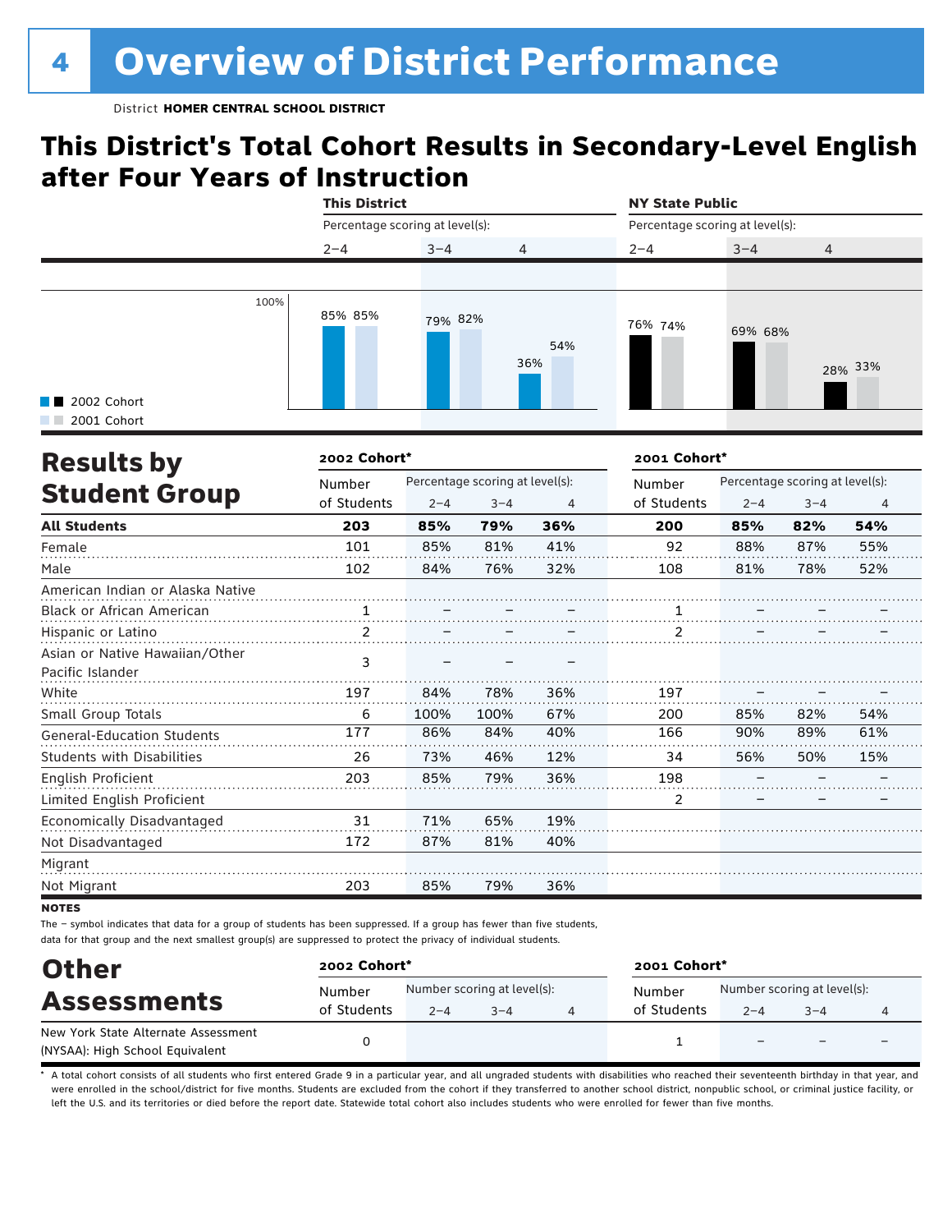# 4 Overview of District Performance

District **HOMER CENTRAL SCHOOL DISTRICT**

## This District's Total Cohort Results in Secondary-Level English after Four Years of Instruction

| | This District | | | NY State Public | | |
|---|---|---|---|---|---|---|
| | Percentage scoring at level(s): | | | Percentage scoring at level(s): | | |
| | 2–4 | 3–4 | 4 | 2–4 | 3–4 | 4 |
| 2002 Cohort | 85% | 79% | 36% | 76% | 69% | 28% |
| 2001 Cohort | 85% | 82% | 54% | 74% | 68% | 33% |

## Results by Student Group

| | 2002 Cohort* | | | | 2001 Cohort* | | | |
|---|---|---|---|---|---|---|---|---|
| | Number of Students | Percentage scoring at level(s): 2–4 | 3–4 | 4 | Number of Students | Percentage scoring at level(s): 2–4 | 3–4 | 4 |
| **All Students** | **203** | **85%** | **79%** | **36%** | **200** | **85%** | **82%** | **54%** |
| Female | 101 | 85% | 81% | 41% | 92 | 88% | 87% | 55% |
| Male | 102 | 84% | 76% | 32% | 108 | 81% | 78% | 52% |
| American Indian or Alaska Native | | | | | | | | |
| Black or African American | 1 | – | – | – | 1 | – | – | – |
| Hispanic or Latino | 2 | – | – | – | 2 | – | – | – |
| Asian or Native Hawaiian/Other Pacific Islander | 3 | – | – | – | | | | |
| White | 197 | 84% | 78% | 36% | 197 | – | – | – |
| Small Group Totals | 6 | 100% | 100% | 67% | 200 | 85% | 82% | 54% |
| General-Education Students | 177 | 86% | 84% | 40% | 166 | 90% | 89% | 61% |
| Students with Disabilities | 26 | 73% | 46% | 12% | 34 | 56% | 50% | 15% |
| English Proficient | 203 | 85% | 79% | 36% | 198 | – | – | – |
| Limited English Proficient | | | | | 2 | – | – | – |
| Economically Disadvantaged | 31 | 71% | 65% | 19% | | | | |
| Not Disadvantaged | 172 | 87% | 81% | 40% | | | | |
| Migrant | | | | | | | | |
| Not Migrant | 203 | 85% | 79% | 36% | | | | |

**NOTES**

The – symbol indicates that data for a group of students has been suppressed. If a group has fewer than five students, data for that group and the next smallest group(s) are suppressed to protect the privacy of individual students.

## Other Assessments

| | 2002 Cohort* | | | | 2001 Cohort* | | | |
|---|---|---|---|---|---|---|---|---|
| | Number of Students | Number scoring at level(s): 2–4 | 3–4 | 4 | Number of Students | Number scoring at level(s): 2–4 | 3–4 | 4 |
| New York State Alternate Assessment (NYSAA): High School Equivalent | 0 | | | | 1 | – | – | – |

* A total cohort consists of all students who first entered Grade 9 in a particular year, and all ungraded students with disabilities who reached their seventeenth birthday in that year, and were enrolled in the school/district for five months. Students are excluded from the cohort if they transferred to another school district, nonpublic school, or criminal justice facility, or left the U.S. and its territories or died before the report date. Statewide total cohort also includes students who were enrolled for fewer than five months.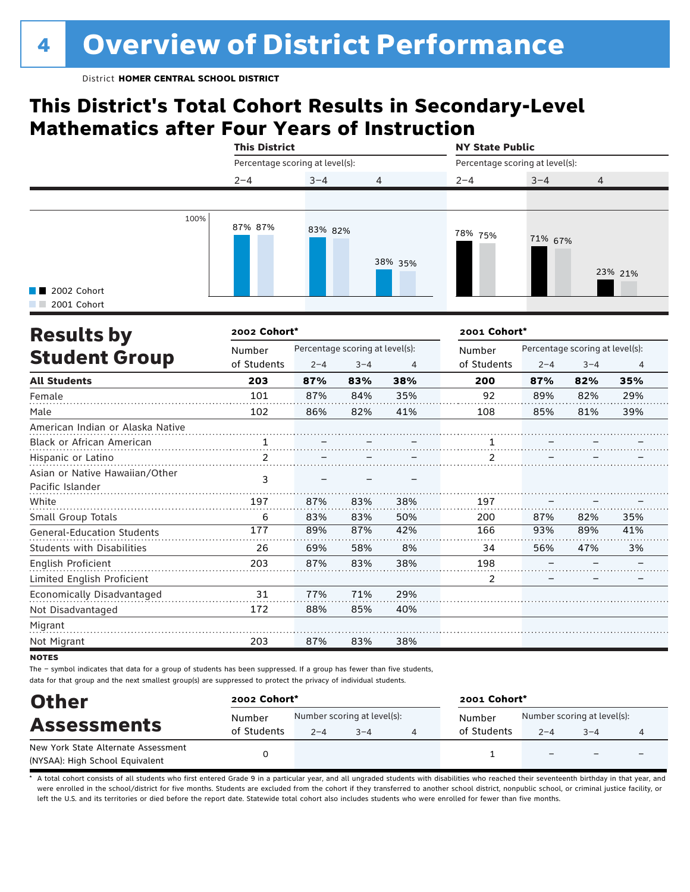# 4 Overview of District Performance

District **HOMER CENTRAL SCHOOL DISTRICT**

## This District's Total Cohort Results in Secondary-Level Mathematics after Four Years of Instruction

| | This District | | | NY State Public | | |
|---|---|---|---|---|---|---|
| | Percentage scoring at level(s): | | | Percentage scoring at level(s): | | |
| | 2–4 | 3–4 | 4 | 2–4 | 3–4 | 4 |
| 2002 Cohort | 87% | 83% | 38% | 78% | 71% | 23% |
| 2001 Cohort | 87% | 82% | 35% | 75% | 67% | 21% |

## Results by Student Group

| | 2002 Cohort* | | | | 2001 Cohort* | | | |
|---|---|---|---|---|---|---|---|---|
| | Number of Students | Percentage scoring at level(s): 2–4 | 3–4 | 4 | Number of Students | Percentage scoring at level(s): 2–4 | 3–4 | 4 |
| **All Students** | **203** | **87%** | **83%** | **38%** | **200** | **87%** | **82%** | **35%** |
| Female | 101 | 87% | 84% | 35% | 92 | 89% | 82% | 29% |
| Male | 102 | 86% | 82% | 41% | 108 | 85% | 81% | 39% |
| American Indian or Alaska Native | | | | | | | | |
| Black or African American | 1 | – | – | – | 1 | – | – | – |
| Hispanic or Latino | 2 | – | – | – | 2 | – | – | – |
| Asian or Native Hawaiian/Other Pacific Islander | 3 | – | – | – | | | | |
| White | 197 | 87% | 83% | 38% | 197 | – | – | – |
| Small Group Totals | 6 | 83% | 83% | 50% | 200 | 87% | 82% | 35% |
| General-Education Students | 177 | 89% | 87% | 42% | 166 | 93% | 89% | 41% |
| Students with Disabilities | 26 | 69% | 58% | 8% | 34 | 56% | 47% | 3% |
| English Proficient | 203 | 87% | 83% | 38% | 198 | – | – | – |
| Limited English Proficient | | | | | 2 | – | – | – |
| Economically Disadvantaged | 31 | 77% | 71% | 29% | | | | |
| Not Disadvantaged | 172 | 88% | 85% | 40% | | | | |
| Migrant | | | | | | | | |
| Not Migrant | 203 | 87% | 83% | 38% | | | | |

**NOTES**

The – symbol indicates that data for a group of students has been suppressed. If a group has fewer than five students, data for that group and the next smallest group(s) are suppressed to protect the privacy of individual students.

## Other Assessments

| | 2002 Cohort* | | | | 2001 Cohort* | | | |
|---|---|---|---|---|---|---|---|---|
| | Number of Students | Number scoring at level(s): 2–4 | 3–4 | 4 | Number of Students | Number scoring at level(s): 2–4 | 3–4 | 4 |
| New York State Alternate Assessment (NYSAA): High School Equivalent | 0 | | | | 1 | – | – | – |

* A total cohort consists of all students who first entered Grade 9 in a particular year, and all ungraded students with disabilities who reached their seventeenth birthday in that year, and were enrolled in the school/district for five months. Students are excluded from the cohort if they transferred to another school district, nonpublic school, or criminal justice facility, or left the U.S. and its territories or died before the report date. Statewide total cohort also includes students who were enrolled for fewer than five months.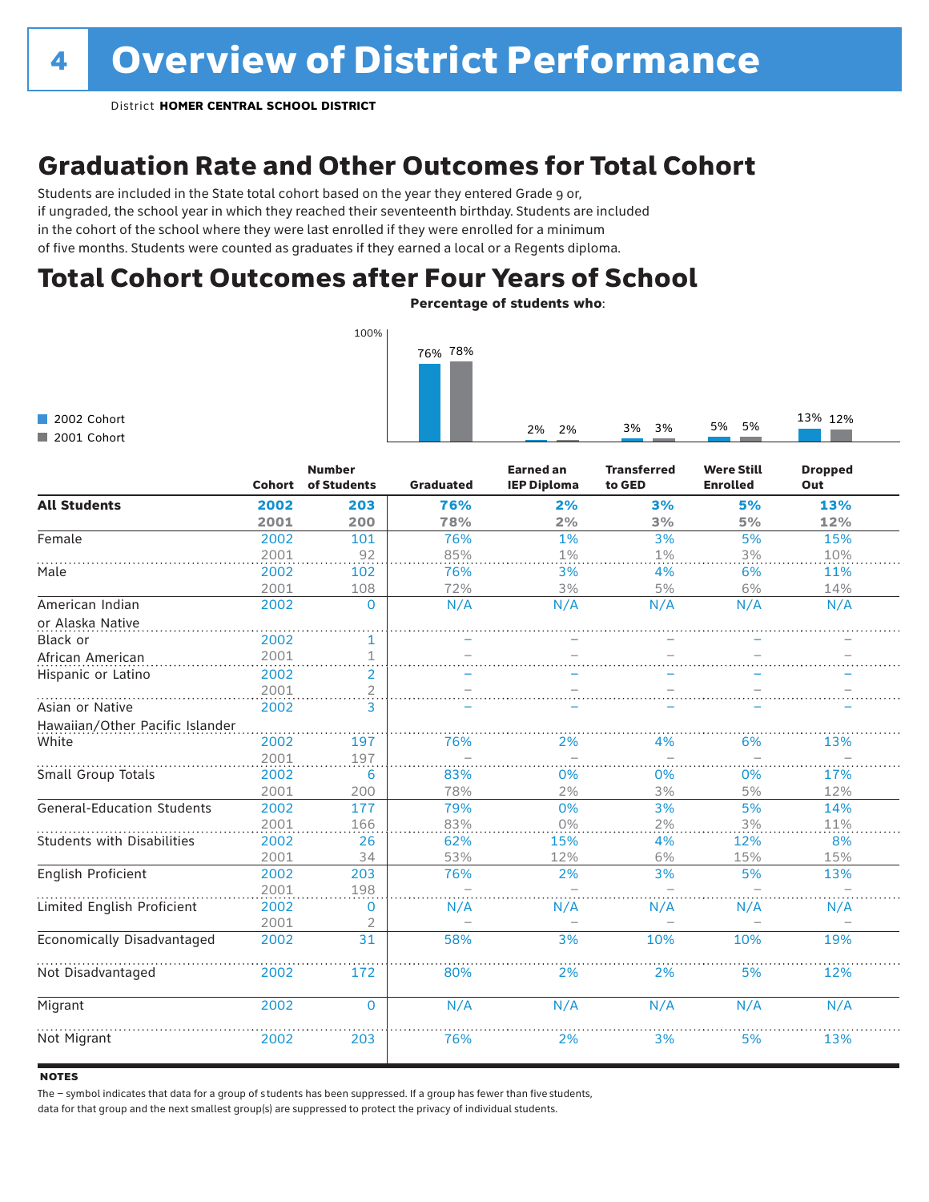# 4 Overview of District Performance

District **HOMER CENTRAL SCHOOL DISTRICT**

## Graduation Rate and Other Outcomes for Total Cohort

Students are included in the State total cohort based on the year they entered Grade 9 or, if ungraded, the school year in which they reached their seventeenth birthday. Students are included in the cohort of the school where they were last enrolled if they were enrolled for a minimum of five months. Students were counted as graduates if they earned a local or a Regents diploma.

## Total Cohort Outcomes after Four Years of School

**Percentage of students who:**

| | Graduated | Earned an IEP Diploma | Transferred to GED | Were Still Enrolled | Dropped Out |
|---|---|---|---|---|---|
| 2002 Cohort | 76% | 2% | 3% | 5% | 13% |
| 2001 Cohort | 78% | 2% | 3% | 5% | 12% |

| | Cohort | Number of Students | Graduated | Earned an IEP Diploma | Transferred to GED | Were Still Enrolled | Dropped Out |
|---|---|---|---|---|---|---|---|
| **All Students** | **2002** | **203** | **76%** | **2%** | **3%** | **5%** | **13%** |
| | **2001** | **200** | **78%** | **2%** | **3%** | **5%** | **12%** |
| Female | 2002 | 101 | 76% | 1% | 3% | 5% | 15% |
| | 2001 | 92 | 85% | 1% | 1% | 3% | 10% |
| Male | 2002 | 102 | 76% | 3% | 4% | 6% | 11% |
| | 2001 | 108 | 72% | 3% | 5% | 6% | 14% |
| American Indian or Alaska Native | 2002 | 0 | N/A | N/A | N/A | N/A | N/A |
| Black or African American | 2002 | 1 | – | – | – | – | – |
| | 2001 | 1 | – | – | – | – | – |
| Hispanic or Latino | 2002 | 2 | – | – | – | – | – |
| | 2001 | 2 | – | – | – | – | – |
| Asian or Native Hawaiian/Other Pacific Islander | 2002 | 3 | – | – | – | – | – |
| White | 2002 | 197 | 76% | 2% | 4% | 6% | 13% |
| | 2001 | 197 | – | – | – | – | – |
| Small Group Totals | 2002 | 6 | 83% | 0% | 0% | 0% | 17% |
| | 2001 | 200 | 78% | 2% | 3% | 5% | 12% |
| General-Education Students | 2002 | 177 | 79% | 0% | 3% | 5% | 14% |
| | 2001 | 166 | 83% | 0% | 2% | 3% | 11% |
| Students with Disabilities | 2002 | 26 | 62% | 15% | 4% | 12% | 8% |
| | 2001 | 34 | 53% | 12% | 6% | 15% | 15% |
| English Proficient | 2002 | 203 | 76% | 2% | 3% | 5% | 13% |
| | 2001 | 198 | – | – | – | – | – |
| Limited English Proficient | 2002 | 0 | N/A | N/A | N/A | N/A | N/A |
| | 2001 | 2 | – | – | – | – | – |
| Economically Disadvantaged | 2002 | 31 | 58% | 3% | 10% | 10% | 19% |
| Not Disadvantaged | 2002 | 172 | 80% | 2% | 2% | 5% | 12% |
| Migrant | 2002 | 0 | N/A | N/A | N/A | N/A | N/A |
| Not Migrant | 2002 | 203 | 76% | 2% | 3% | 5% | 13% |

**NOTES**

The – symbol indicates that data for a group of students has been suppressed. If a group has fewer than five students, data for that group and the next smallest group(s) are suppressed to protect the privacy of individual students.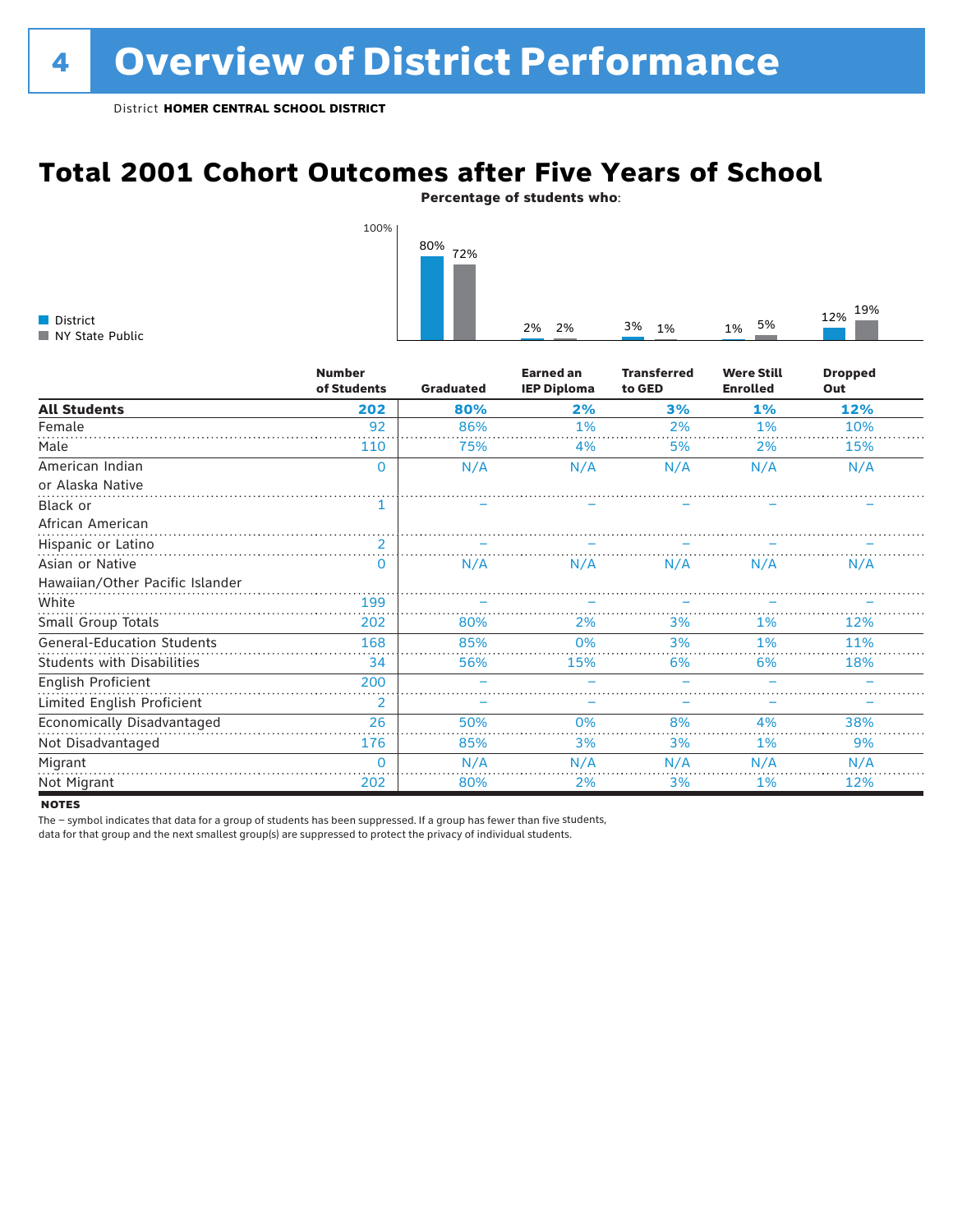# 4 Overview of District Performance

District **HOMER CENTRAL SCHOOL DISTRICT**

## Total 2001 Cohort Outcomes after Five Years of School

**Percentage of students who:**

100%

District

NY State Public

80% 72%

2% 2%

3% 1%

1% 5%

12% 19%

| | Number of Students | Graduated | Earned an IEP Diploma | Transferred to GED | Were Still Enrolled | Dropped Out |
|---|---|---|---|---|---|---|
| **All Students** | **202** | **80%** | **2%** | **3%** | **1%** | **12%** |
| Female | 92 | 86% | 1% | 2% | 1% | 10% |
| Male | 110 | 75% | 4% | 5% | 2% | 15% |
| American Indian or Alaska Native | 0 | N/A | N/A | N/A | N/A | N/A |
| Black or African American | 1 | – | – | – | – | – |
| Hispanic or Latino | 2 | – | – | – | – | – |
| Asian or Native Hawaiian/Other Pacific Islander | 0 | N/A | N/A | N/A | N/A | N/A |
| White | 199 | – | – | – | – | – |
| Small Group Totals | 202 | 80% | 2% | 3% | 1% | 12% |
| General-Education Students | 168 | 85% | 0% | 3% | 1% | 11% |
| Students with Disabilities | 34 | 56% | 15% | 6% | 6% | 18% |
| English Proficient | 200 | – | – | – | – | – |
| Limited English Proficient | 2 | – | – | – | – | – |
| Economically Disadvantaged | 26 | 50% | 0% | 8% | 4% | 38% |
| Not Disadvantaged | 176 | 85% | 3% | 3% | 1% | 9% |
| Migrant | 0 | N/A | N/A | N/A | N/A | N/A |
| Not Migrant | 202 | 80% | 2% | 3% | 1% | 12% |

**NOTES**

The – symbol indicates that data for a group of students has been suppressed. If a group has fewer than five students, data for that group and the next smallest group(s) are suppressed to protect the privacy of individual students.